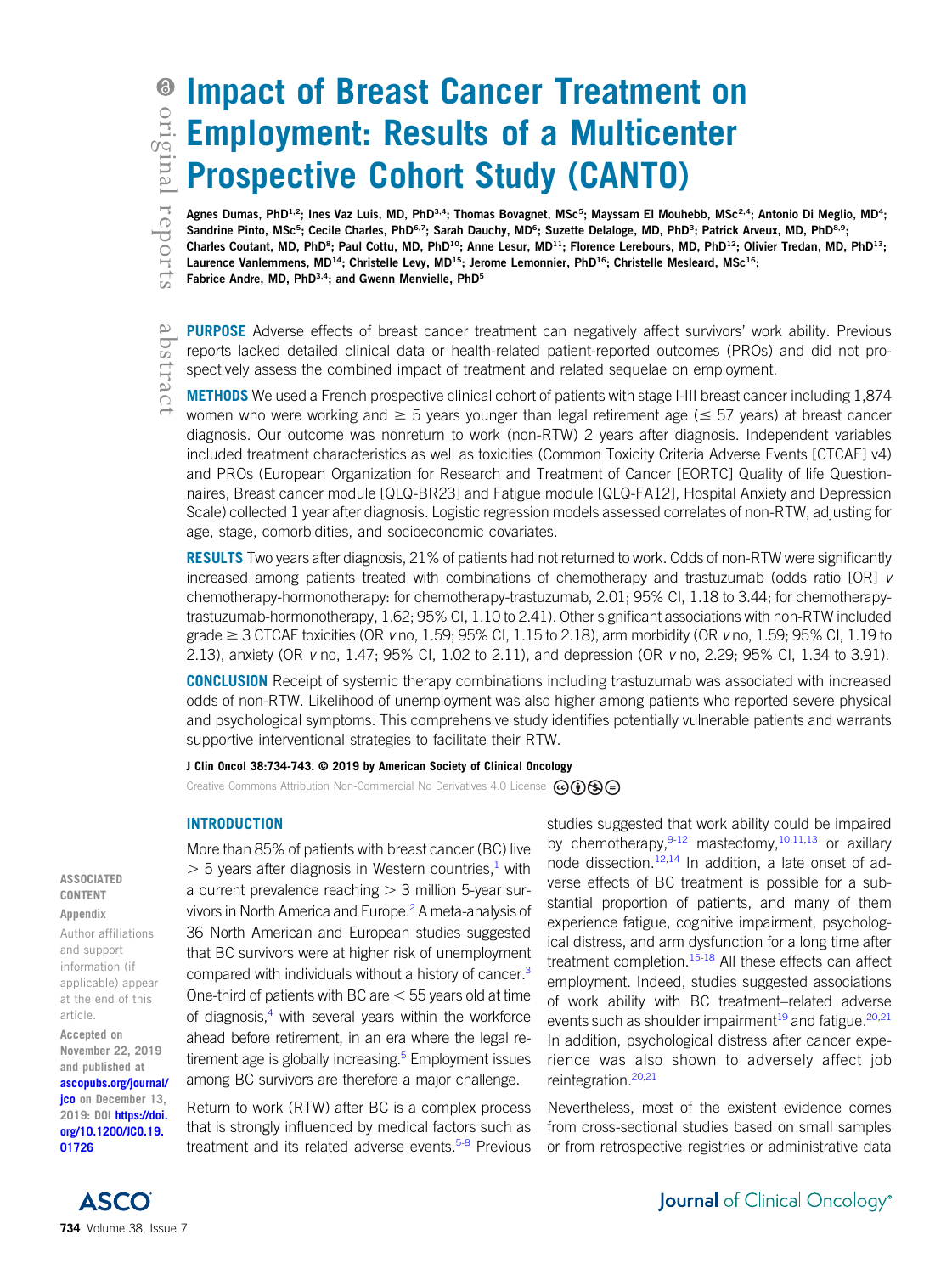# Impact of Breast Cancer Treatment on Employment: Results of a Multicenter Prospective Cohort Study (CANTO)

Agnes Dumas, PhD[1,2]; Ines Vaz Luis, MD, PhD[3,4]; Thomas Bovagnet, MSc[5]; Mayssam El Mouhebb, MSc[2,4]; Antonio Di Meglio, MD[4]; Sandrine Pinto, MSc[5]; Cecile Charles, PhD[6,7]; Sarah Dauchy, MD[6]; Suzette Delaloge, MD, PhD[3]; Patrick Arveux, MD, PhD[8,9]; Charles Coutant, MD, PhD[8]; Paul Cottu, MD, PhD[10]; Anne Lesur, MD[11]; Florence Lerebours, MD, PhD[12]; Olivier Tredan, MD, PhD[13]; Laurence Vanlemmens, MD[14]; Christelle Levy, MD[15]; Jerome Lemonnier, PhD[16]; Christelle Mesleard, MSc[16]; Fabrice Andre, MD, PhD[3,4]; and Gwenn Menvielle, PhD[5]

**PURPOSE** Adverse effects of breast cancer treatment can negatively affect survivors' work ability. Previous reports lacked detailed clinical data or health-related patient-reported outcomes (PROs) and did not prospectively assess the combined impact of treatment and related sequelae on employment.

**METHODS** We used a French prospective clinical cohort of patients with stage I-III breast cancer including 1,874 women who were working and ≥ 5 years younger than legal retirement age (≤ 57 years) at breast cancer diagnosis. Our outcome was nonreturn to work (non-RTW) 2 years after diagnosis. Independent variables included treatment characteristics as well as toxicities (Common Toxicity Criteria Adverse Events [CTCAE] v4) and PROs (European Organization for Research and Treatment of Cancer [EORTC] Quality of life Questionnaires, Breast cancer module [QLQ-BR23] and Fatigue module [QLQ-FA12], Hospital Anxiety and Depression Scale) collected 1 year after diagnosis. Logistic regression models assessed correlates of non-RTW, adjusting for age, stage, comorbidities, and socioeconomic covariates.

**RESULTS** Two years after diagnosis, 21% of patients had not returned to work. Odds of non-RTW were significantly increased among patients treated with combinations of chemotherapy and trastuzumab (odds ratio [OR] *v* chemotherapy-hormonotherapy: for chemotherapy-trastuzumab, 2.01; 95% CI, 1.18 to 3.44; for chemotherapy-trastuzumab-hormonotherapy, 1.62; 95% CI, 1.10 to 2.41). Other significant associations with non-RTW included grade ≥ 3 CTCAE toxicities (OR *v* no, 1.59; 95% CI, 1.15 to 2.18), arm morbidity (OR *v* no, 1.59; 95% CI, 1.19 to 2.13), anxiety (OR *v* no, 1.47; 95% CI, 1.02 to 2.11), and depression (OR *v* no, 2.29; 95% CI, 1.34 to 3.91).

**CONCLUSION** Receipt of systemic therapy combinations including trastuzumab was associated with increased odds of non-RTW. Likelihood of unemployment was also higher among patients who reported severe physical and psychological symptoms. This comprehensive study identifies potentially vulnerable patients and warrants supportive interventional strategies to facilitate their RTW.

**J Clin Oncol 38:734-743. © 2019 by American Society of Clinical Oncology**

Creative Commons Attribution Non-Commercial No Derivatives 4.0 License

ASSOCIATED CONTENT

Appendix

Author affiliations and support information (if applicable) appear at the end of this article.

Accepted on November 22, 2019 and published at ascopubs.org/journal/jco on December 13, 2019: DOI https://doi.org/10.1200/JCO.19.01726

## INTRODUCTION

More than 85% of patients with breast cancer (BC) live > 5 years after diagnosis in Western countries,[1] with a current prevalence reaching > 3 million 5-year survivors in North America and Europe.[2] A meta-analysis of 36 North American and European studies suggested that BC survivors were at higher risk of unemployment compared with individuals without a history of cancer.[3] One-third of patients with BC are < 55 years old at time of diagnosis,[4] with several years within the workforce ahead before retirement, in an era where the legal retirement age is globally increasing.[5] Employment issues among BC survivors are therefore a major challenge.

Return to work (RTW) after BC is a complex process that is strongly influenced by medical factors such as treatment and its related adverse events.[5-8] Previous studies suggested that work ability could be impaired by chemotherapy,[9-12] mastectomy,[10,11,13] or axillary node dissection.[12,14] In addition, a late onset of adverse effects of BC treatment is possible for a substantial proportion of patients, and many of them experience fatigue, cognitive impairment, psychological distress, and arm dysfunction for a long time after treatment completion.[15-18] All these effects can affect employment. Indeed, studies suggested associations of work ability with BC treatment–related adverse events such as shoulder impairment[19] and fatigue.[20,21] In addition, psychological distress after cancer experience was also shown to adversely affect job reintegration.[20,21]

Nevertheless, most of the existent evidence comes from cross-sectional studies based on small samples or from retrospective registries or administrative data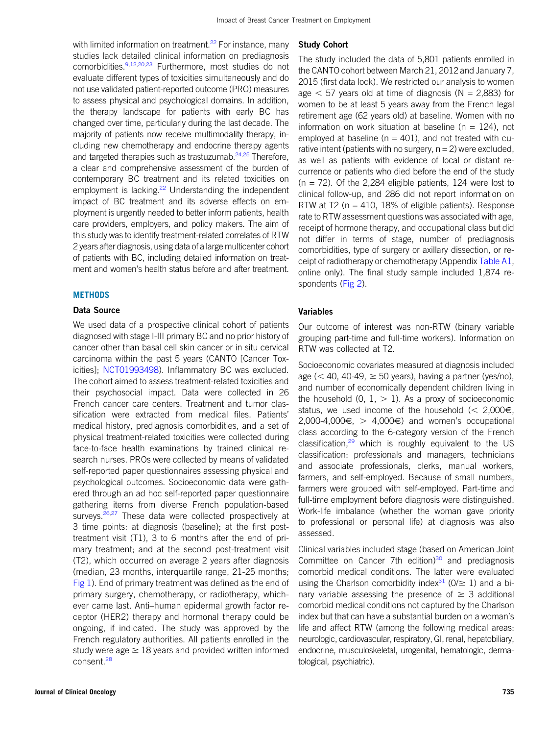with limited information on treatment.[22] For instance, many studies lack detailed clinical information on prediagnosis comorbidities.[9,12,20,23] Furthermore, most studies do not evaluate different types of toxicities simultaneously and do not use validated patient-reported outcome (PRO) measures to assess physical and psychological domains. In addition, the therapy landscape for patients with early BC has changed over time, particularly during the last decade. The majority of patients now receive multimodality therapy, including new chemotherapy and endocrine therapy agents and targeted therapies such as trastuzumab.[24,25] Therefore, a clear and comprehensive assessment of the burden of contemporary BC treatment and its related toxicities on employment is lacking.[22] Understanding the independent impact of BC treatment and its adverse effects on employment is urgently needed to better inform patients, health care providers, employers, and policy makers. The aim of this study was to identify treatment-related correlates of RTW 2 years after diagnosis, using data of a large multicenter cohort of patients with BC, including detailed information on treatment and women's health status before and after treatment.

## METHODS

### Data Source

We used data of a prospective clinical cohort of patients diagnosed with stage I-III primary BC and no prior history of cancer other than basal cell skin cancer or in situ cervical carcinoma within the past 5 years (CANTO [Cancer Toxicities]; NCT01993498). Inflammatory BC was excluded. The cohort aimed to assess treatment-related toxicities and their psychosocial impact. Data were collected in 26 French cancer care centers. Treatment and tumor classification were extracted from medical files. Patients' medical history, prediagnosis comorbidities, and a set of physical treatment-related toxicities were collected during face-to-face health examinations by trained clinical research nurses. PROs were collected by means of validated self-reported paper questionnaires assessing physical and psychological outcomes. Socioeconomic data were gathered through an ad hoc self-reported paper questionnaire gathering items from diverse French population-based surveys.[26,27] These data were collected prospectively at 3 time points: at diagnosis (baseline); at the first post-treatment visit (T1), 3 to 6 months after the end of primary treatment; and at the second post-treatment visit (T2), which occurred on average 2 years after diagnosis (median, 23 months, interquartile range, 21-25 months; Fig 1). End of primary treatment was defined as the end of primary surgery, chemotherapy, or radiotherapy, whichever came last. Anti–human epidermal growth factor receptor (HER2) therapy and hormonal therapy could be ongoing, if indicated. The study was approved by the French regulatory authorities. All patients enrolled in the study were age ≥ 18 years and provided written informed consent.[28]

### Study Cohort

The study included the data of 5,801 patients enrolled in the CANTO cohort between March 21, 2012 and January 7, 2015 (first data lock). We restricted our analysis to women age < 57 years old at time of diagnosis (N = 2,883) for women to be at least 5 years away from the French legal retirement age (62 years old) at baseline. Women with no information on work situation at baseline (n = 124), not employed at baseline (n = 401), and not treated with curative intent (patients with no surgery, n = 2) were excluded, as well as patients with evidence of local or distant recurrence or patients who died before the end of the study (n = 72). Of the 2,284 eligible patients, 124 were lost to clinical follow-up, and 286 did not report information on RTW at T2 (n = 410, 18% of eligible patients). Response rate to RTW assessment questions was associated with age, receipt of hormone therapy, and occupational class but did not differ in terms of stage, number of prediagnosis comorbidities, type of surgery or axillary dissection, or receipt of radiotherapy or chemotherapy (Appendix Table A1, online only). The final study sample included 1,874 respondents (Fig 2).

### Variables

Our outcome of interest was non-RTW (binary variable grouping part-time and full-time workers). Information on RTW was collected at T2.

Socioeconomic covariates measured at diagnosis included age (< 40, 40-49, ≥ 50 years), having a partner (yes/no), and number of economically dependent children living in the household (0, 1, > 1). As a proxy of socioeconomic status, we used income of the household (< 2,000€, 2,000-4,000€, > 4,000€) and women's occupational class according to the 6-category version of the French classification,[29] which is roughly equivalent to the US classification: professionals and managers, technicians and associate professionals, clerks, manual workers, farmers, and self-employed. Because of small numbers, farmers were grouped with self-employed. Part-time and full-time employment before diagnosis were distinguished. Work-life imbalance (whether the woman gave priority to professional or personal life) at diagnosis was also assessed.

Clinical variables included stage (based on American Joint Committee on Cancer 7th edition)[30] and prediagnosis comorbid medical conditions. The latter were evaluated using the Charlson comorbidity index[31] (0/≥ 1) and a binary variable assessing the presence of ≥ 3 additional comorbid medical conditions not captured by the Charlson index but that can have a substantial burden on a woman's life and affect RTW (among the following medical areas: neurologic, cardiovascular, respiratory, GI, renal, hepatobiliary, endocrine, musculoskeletal, urogenital, hematologic, dermatological, psychiatric).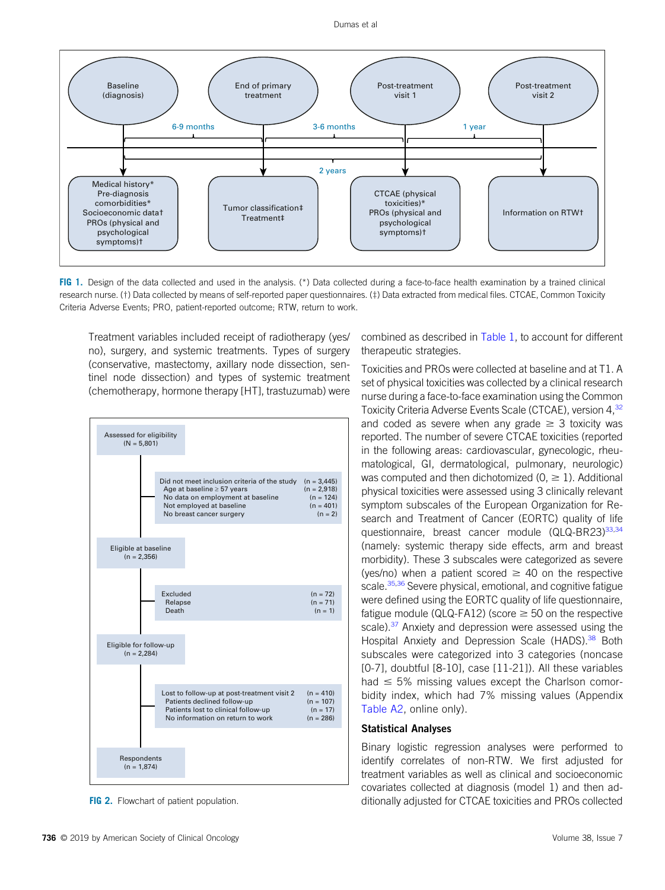Baseline (diagnosis) → 6-9 months → End of primary treatment → 3-6 months → Post-treatment visit 1 → 1 year → Post-treatment visit 2

2 years

| Baseline (diagnosis) | End of primary treatment | Post-treatment visit 1 | Post-treatment visit 2 |
| --- | --- | --- | --- |
| Medical history* Pre-diagnosis comorbidities* Socioeconomic data† PROs (physical and psychological symptoms)† | Tumor classification‡ Treatment‡ | CTCAE (physical toxicities)* PROs (physical and psychological symptoms)† | Information on RTW† |

**FIG 1.** Design of the data collected and used in the analysis. (*) Data collected during a face-to-face health examination by a trained clinical research nurse. (†) Data collected by means of self-reported paper questionnaires. (‡) Data extracted from medical files. CTCAE, Common Toxicity Criteria Adverse Events; PRO, patient-reported outcome; RTW, return to work.

Treatment variables included receipt of radiotherapy (yes/no), surgery, and systemic treatments. Types of surgery (conservative, mastectomy, axillary node dissection, sentinel node dissection) and types of systemic treatment (chemotherapy, hormone therapy [HT], trastuzumab) were combined as described in Table 1, to account for different therapeutic strategies.

Assessed for eligibility (N = 5,801)

- Did not meet inclusion criteria of the study (n = 3,445)
  - Age at baseline ≥ 57 years (n = 2,918)
  - No data on employment at baseline (n = 124)
  - Not employed at baseline (n = 401)
  - No breast cancer surgery (n = 2)

Eligible at baseline (n = 2,356)

- Excluded (n = 72)
  - Relapse (n = 71)
  - Death (n = 1)

Eligible for follow-up (n = 2,284)

- Lost to follow-up at post-treatment visit 2 (n = 410)
  - Patients declined follow-up (n = 107)
  - Patients lost to clinical follow-up (n = 17)
  - No information on return to work (n = 286)

Respondents (n = 1,874)

**FIG 2.** Flowchart of patient population.

Toxicities and PROs were collected at baseline and at T1. A set of physical toxicities was collected by a clinical research nurse during a face-to-face examination using the Common Toxicity Criteria Adverse Events Scale (CTCAE), version 4,[32] and coded as severe when any grade ≥ 3 toxicity was reported. The number of severe CTCAE toxicities (reported in the following areas: cardiovascular, gynecologic, rheumatological, GI, dermatological, pulmonary, neurologic) was computed and then dichotomized (0, ≥ 1). Additional physical toxicities were assessed using 3 clinically relevant symptom subscales of the European Organization for Research and Treatment of Cancer (EORTC) quality of life questionnaire, breast cancer module (QLQ-BR23)[33,34] (namely: systemic therapy side effects, arm and breast morbidity). These 3 subscales were categorized as severe (yes/no) when a patient scored ≥ 40 on the respective scale.[35,36] Severe physical, emotional, and cognitive fatigue were defined using the EORTC quality of life questionnaire, fatigue module (QLQ-FA12) (score ≥ 50 on the respective scale).[37] Anxiety and depression were assessed using the Hospital Anxiety and Depression Scale (HADS).[38] Both subscales were categorized into 3 categories (noncase [0-7], doubtful [8-10], case [11-21]). All these variables had ≤ 5% missing values except the Charlson comorbidity index, which had 7% missing values (Appendix Table A2, online only).

### Statistical Analyses

Binary logistic regression analyses were performed to identify correlates of non-RTW. We first adjusted for treatment variables as well as clinical and socioeconomic covariates collected at diagnosis (model 1) and then additionally adjusted for CTCAE toxicities and PROs collected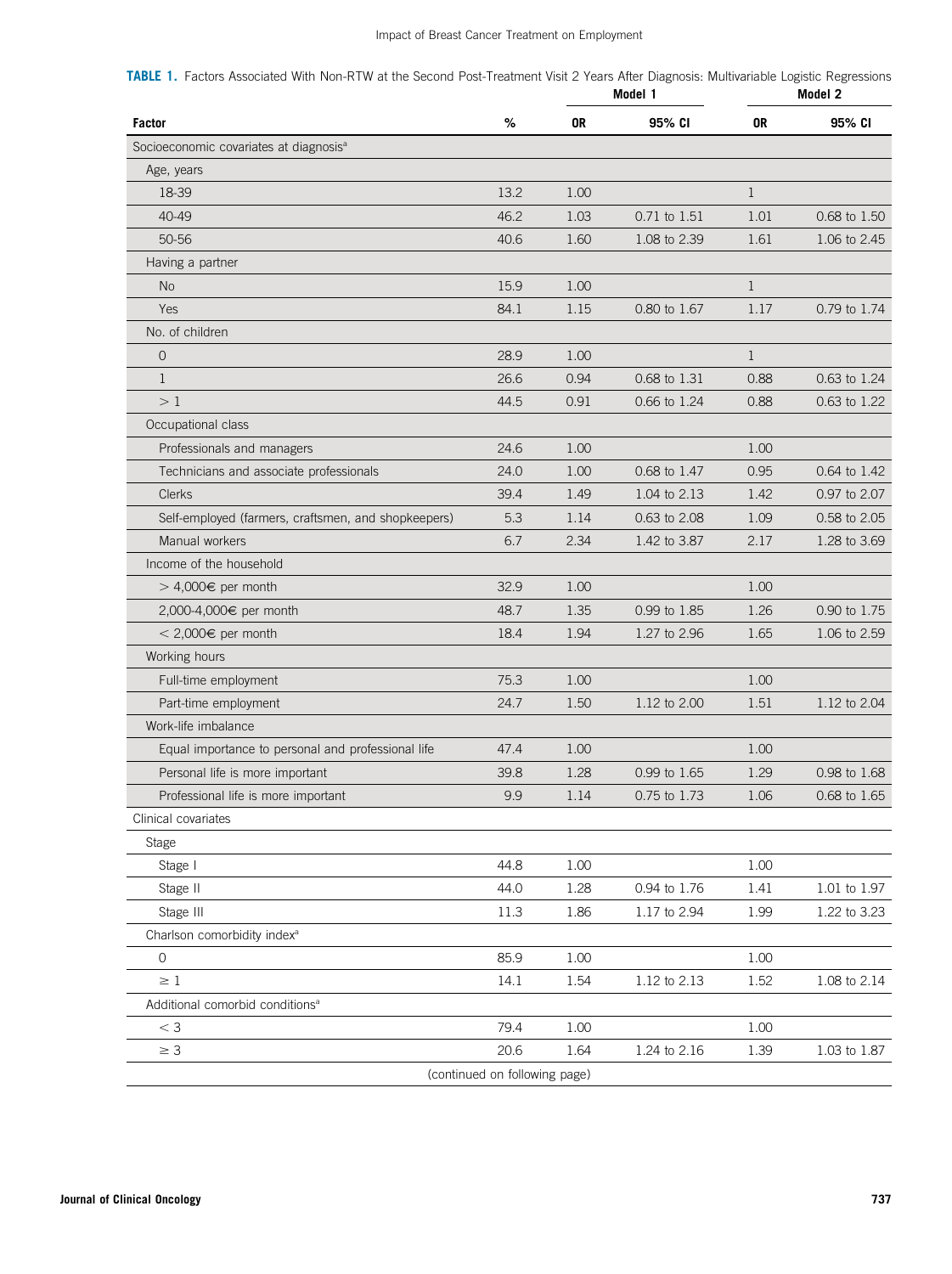**TABLE 1.** Factors Associated With Non-RTW at the Second Post-Treatment Visit 2 Years After Diagnosis: Multivariable Logistic Regressions

| | | Model 1 | | Model 2 | |
|---|---|---|---|---|---|
| **Factor** | **%** | **OR** | **95% CI** | **OR** | **95% CI** |
| Socioeconomic covariates at diagnosis[a] | | | | | |
| Age, years | | | | | |
| 18-39 | 13.2 | 1.00 | | 1 | |
| 40-49 | 46.2 | 1.03 | 0.71 to 1.51 | 1.01 | 0.68 to 1.50 |
| 50-56 | 40.6 | 1.60 | 1.08 to 2.39 | 1.61 | 1.06 to 2.45 |
| Having a partner | | | | | |
| No | 15.9 | 1.00 | | 1 | |
| Yes | 84.1 | 1.15 | 0.80 to 1.67 | 1.17 | 0.79 to 1.74 |
| No. of children | | | | | |
| 0 | 28.9 | 1.00 | | 1 | |
| 1 | 26.6 | 0.94 | 0.68 to 1.31 | 0.88 | 0.63 to 1.24 |
| > 1 | 44.5 | 0.91 | 0.66 to 1.24 | 0.88 | 0.63 to 1.22 |
| Occupational class | | | | | |
| Professionals and managers | 24.6 | 1.00 | | 1.00 | |
| Technicians and associate professionals | 24.0 | 1.00 | 0.68 to 1.47 | 0.95 | 0.64 to 1.42 |
| Clerks | 39.4 | 1.49 | 1.04 to 2.13 | 1.42 | 0.97 to 2.07 |
| Self-employed (farmers, craftsmen, and shopkeepers) | 5.3 | 1.14 | 0.63 to 2.08 | 1.09 | 0.58 to 2.05 |
| Manual workers | 6.7 | 2.34 | 1.42 to 3.87 | 2.17 | 1.28 to 3.69 |
| Income of the household | | | | | |
| > 4,000€ per month | 32.9 | 1.00 | | 1.00 | |
| 2,000-4,000€ per month | 48.7 | 1.35 | 0.99 to 1.85 | 1.26 | 0.90 to 1.75 |
| < 2,000€ per month | 18.4 | 1.94 | 1.27 to 2.96 | 1.65 | 1.06 to 2.59 |
| Working hours | | | | | |
| Full-time employment | 75.3 | 1.00 | | 1.00 | |
| Part-time employment | 24.7 | 1.50 | 1.12 to 2.00 | 1.51 | 1.12 to 2.04 |
| Work-life imbalance | | | | | |
| Equal importance to personal and professional life | 47.4 | 1.00 | | 1.00 | |
| Personal life is more important | 39.8 | 1.28 | 0.99 to 1.65 | 1.29 | 0.98 to 1.68 |
| Professional life is more important | 9.9 | 1.14 | 0.75 to 1.73 | 1.06 | 0.68 to 1.65 |
| Clinical covariates | | | | | |
| Stage | | | | | |
| Stage I | 44.8 | 1.00 | | 1.00 | |
| Stage II | 44.0 | 1.28 | 0.94 to 1.76 | 1.41 | 1.01 to 1.97 |
| Stage III | 11.3 | 1.86 | 1.17 to 2.94 | 1.99 | 1.22 to 3.23 |
| Charlson comorbidity index[a] | | | | | |
| 0 | 85.9 | 1.00 | | 1.00 | |
| ≥ 1 | 14.1 | 1.54 | 1.12 to 2.13 | 1.52 | 1.08 to 2.14 |
| Additional comorbid conditions[a] | | | | | |
| < 3 | 79.4 | 1.00 | | 1.00 | |
| ≥ 3 | 20.6 | 1.64 | 1.24 to 2.16 | 1.39 | 1.03 to 1.87 |

(continued on following page)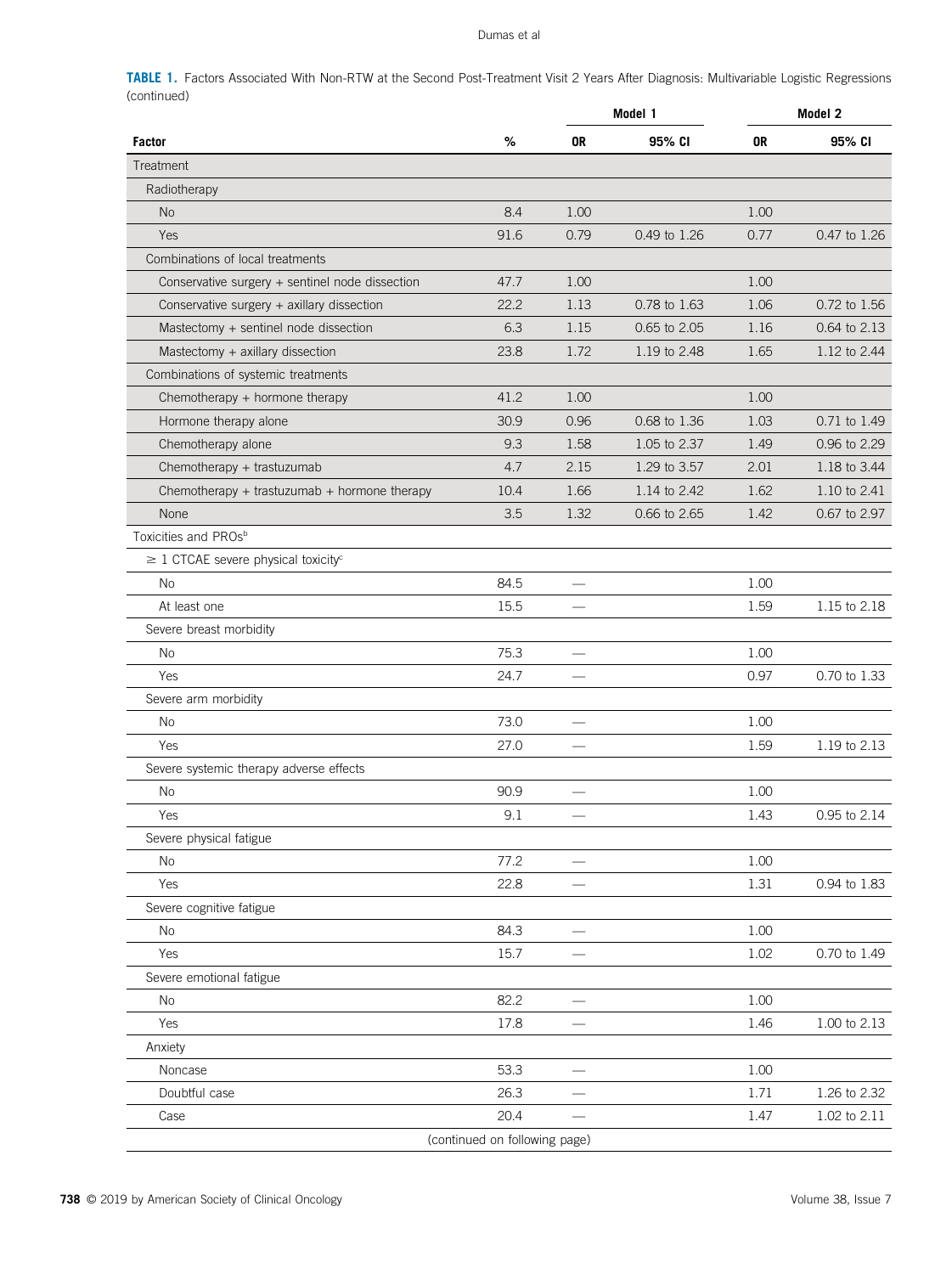**TABLE 1.** Factors Associated With Non-RTW at the Second Post-Treatment Visit 2 Years After Diagnosis: Multivariable Logistic Regressions (continued)

| | | Model 1 | | Model 2 | |
|---|---|---|---|---|---|
| **Factor** | **%** | **OR** | **95% CI** | **OR** | **95% CI** |
| Treatment | | | | | |
| Radiotherapy | | | | | |
| No | 8.4 | 1.00 | | 1.00 | |
| Yes | 91.6 | 0.79 | 0.49 to 1.26 | 0.77 | 0.47 to 1.26 |
| Combinations of local treatments | | | | | |
| Conservative surgery + sentinel node dissection | 47.7 | 1.00 | | 1.00 | |
| Conservative surgery + axillary dissection | 22.2 | 1.13 | 0.78 to 1.63 | 1.06 | 0.72 to 1.56 |
| Mastectomy + sentinel node dissection | 6.3 | 1.15 | 0.65 to 2.05 | 1.16 | 0.64 to 2.13 |
| Mastectomy + axillary dissection | 23.8 | 1.72 | 1.19 to 2.48 | 1.65 | 1.12 to 2.44 |
| Combinations of systemic treatments | | | | | |
| Chemotherapy + hormone therapy | 41.2 | 1.00 | | 1.00 | |
| Hormone therapy alone | 30.9 | 0.96 | 0.68 to 1.36 | 1.03 | 0.71 to 1.49 |
| Chemotherapy alone | 9.3 | 1.58 | 1.05 to 2.37 | 1.49 | 0.96 to 2.29 |
| Chemotherapy + trastuzumab | 4.7 | 2.15 | 1.29 to 3.57 | 2.01 | 1.18 to 3.44 |
| Chemotherapy + trastuzumab + hormone therapy | 10.4 | 1.66 | 1.14 to 2.42 | 1.62 | 1.10 to 2.41 |
| None | 3.5 | 1.32 | 0.66 to 2.65 | 1.42 | 0.67 to 2.97 |
| Toxicities and PROs[b] | | | | | |
| ≥ 1 CTCAE severe physical toxicity[c] | | | | | |
| No | 84.5 | — | | 1.00 | |
| At least one | 15.5 | — | | 1.59 | 1.15 to 2.18 |
| Severe breast morbidity | | | | | |
| No | 75.3 | — | | 1.00 | |
| Yes | 24.7 | — | | 0.97 | 0.70 to 1.33 |
| Severe arm morbidity | | | | | |
| No | 73.0 | — | | 1.00 | |
| Yes | 27.0 | — | | 1.59 | 1.19 to 2.13 |
| Severe systemic therapy adverse effects | | | | | |
| No | 90.9 | — | | 1.00 | |
| Yes | 9.1 | — | | 1.43 | 0.95 to 2.14 |
| Severe physical fatigue | | | | | |
| No | 77.2 | — | | 1.00 | |
| Yes | 22.8 | — | | 1.31 | 0.94 to 1.83 |
| Severe cognitive fatigue | | | | | |
| No | 84.3 | — | | 1.00 | |
| Yes | 15.7 | — | | 1.02 | 0.70 to 1.49 |
| Severe emotional fatigue | | | | | |
| No | 82.2 | — | | 1.00 | |
| Yes | 17.8 | — | | 1.46 | 1.00 to 2.13 |
| Anxiety | | | | | |
| Noncase | 53.3 | — | | 1.00 | |
| Doubtful case | 26.3 | — | | 1.71 | 1.26 to 2.32 |
| Case | 20.4 | — | | 1.47 | 1.02 to 2.11 |

(continued on following page)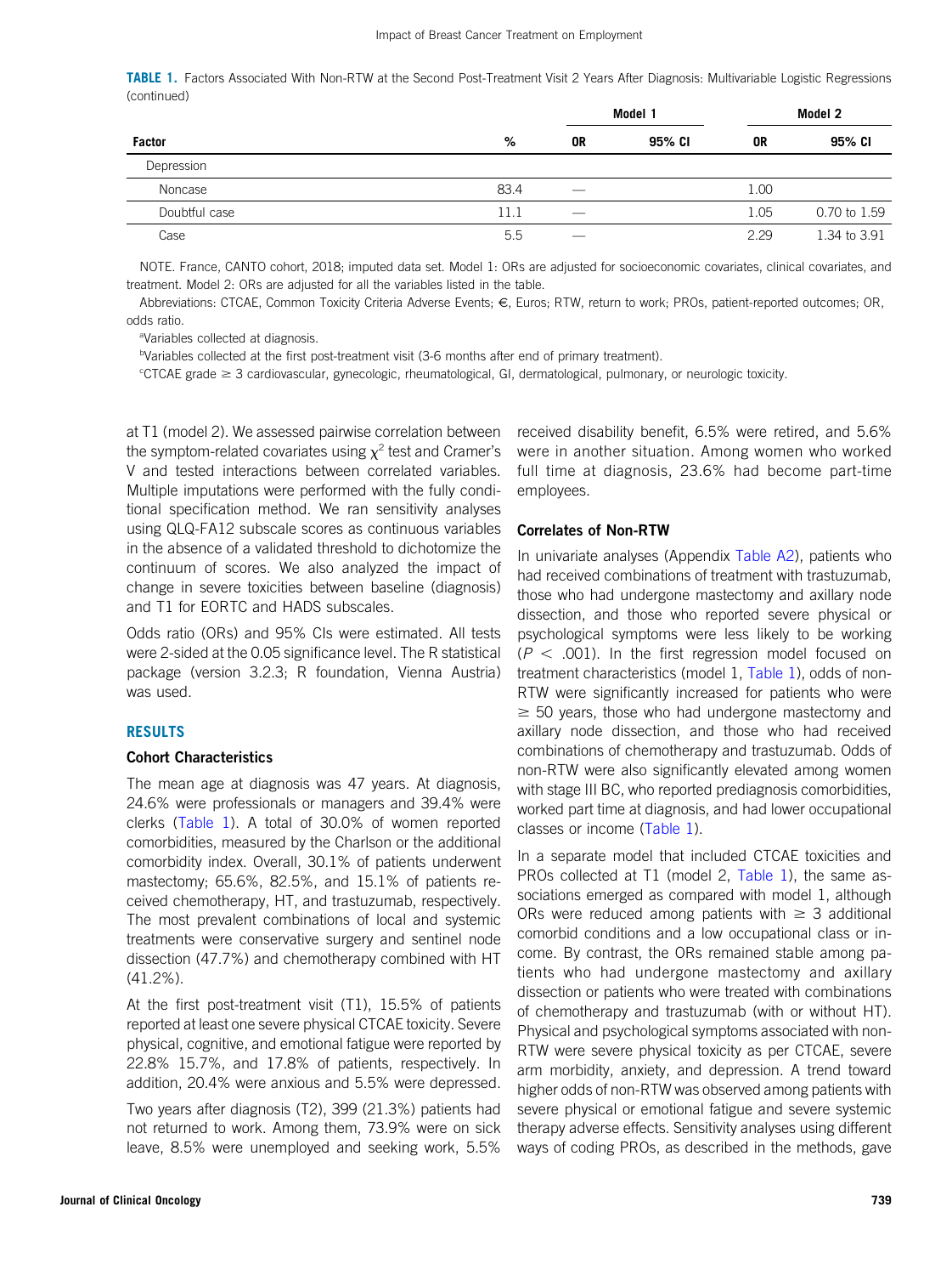**TABLE 1.** Factors Associated With Non-RTW at the Second Post-Treatment Visit 2 Years After Diagnosis: Multivariable Logistic Regressions (continued)

| | | Model 1 | | Model 2 | |
|---|---|---|---|---|---|
| **Factor** | **%** | **OR** | **95% CI** | **OR** | **95% CI** |
| Depression | | | | | |
| Noncase | 83.4 | — | | 1.00 | |
| Doubtful case | 11.1 | — | | 1.05 | 0.70 to 1.59 |
| Case | 5.5 | — | | 2.29 | 1.34 to 3.91 |

NOTE. France, CANTO cohort, 2018; imputed data set. Model 1: ORs are adjusted for socioeconomic covariates, clinical covariates, and treatment. Model 2: ORs are adjusted for all the variables listed in the table.

Abbreviations: CTCAE, Common Toxicity Criteria Adverse Events; €, Euros; RTW, return to work; PROs, patient-reported outcomes; OR, odds ratio.

[a]Variables collected at diagnosis.

[b]Variables collected at the first post-treatment visit (3-6 months after end of primary treatment).

[c]CTCAE grade ≥ 3 cardiovascular, gynecologic, rheumatological, GI, dermatological, pulmonary, or neurologic toxicity.

at T1 (model 2). We assessed pairwise correlation between the symptom-related covariates using $\chi^2$ test and Cramer's V and tested interactions between correlated variables. Multiple imputations were performed with the fully conditional specification method. We ran sensitivity analyses using QLQ-FA12 subscale scores as continuous variables in the absence of a validated threshold to dichotomize the continuum of scores. We also analyzed the impact of change in severe toxicities between baseline (diagnosis) and T1 for EORTC and HADS subscales.

Odds ratio (ORs) and 95% CIs were estimated. All tests were 2-sided at the 0.05 significance level. The R statistical package (version 3.2.3; R foundation, Vienna Austria) was used.

## RESULTS

### Cohort Characteristics

The mean age at diagnosis was 47 years. At diagnosis, 24.6% were professionals or managers and 39.4% were clerks (Table 1). A total of 30.0% of women reported comorbidities, measured by the Charlson or the additional comorbidity index. Overall, 30.1% of patients underwent mastectomy; 65.6%, 82.5%, and 15.1% of patients received chemotherapy, HT, and trastuzumab, respectively. The most prevalent combinations of local and systemic treatments were conservative surgery and sentinel node dissection (47.7%) and chemotherapy combined with HT (41.2%).

At the first post-treatment visit (T1), 15.5% of patients reported at least one severe physical CTCAE toxicity. Severe physical, cognitive, and emotional fatigue were reported by 22.8% 15.7%, and 17.8% of patients, respectively. In addition, 20.4% were anxious and 5.5% were depressed.

Two years after diagnosis (T2), 399 (21.3%) patients had not returned to work. Among them, 73.9% were on sick leave, 8.5% were unemployed and seeking work, 5.5% received disability benefit, 6.5% were retired, and 5.6% were in another situation. Among women who worked full time at diagnosis, 23.6% had become part-time employees.

### Correlates of Non-RTW

In univariate analyses (Appendix Table A2), patients who had received combinations of treatment with trastuzumab, those who had undergone mastectomy and axillary node dissection, and those who reported severe physical or psychological symptoms were less likely to be working ($P < .001$). In the first regression model focused on treatment characteristics (model 1, Table 1), odds of non-RTW were significantly increased for patients who were ≥ 50 years, those who had undergone mastectomy and axillary node dissection, and those who had received combinations of chemotherapy and trastuzumab. Odds of non-RTW were also significantly elevated among women with stage III BC, who reported prediagnosis comorbidities, worked part time at diagnosis, and had lower occupational classes or income (Table 1).

In a separate model that included CTCAE toxicities and PROs collected at T1 (model 2, Table 1), the same associations emerged as compared with model 1, although ORs were reduced among patients with ≥ 3 additional comorbid conditions and a low occupational class or income. By contrast, the ORs remained stable among patients who had undergone mastectomy and axillary dissection or patients who were treated with combinations of chemotherapy and trastuzumab (with or without HT). Physical and psychological symptoms associated with non-RTW were severe physical toxicity as per CTCAE, severe arm morbidity, anxiety, and depression. A trend toward higher odds of non-RTW was observed among patients with severe physical or emotional fatigue and severe systemic therapy adverse effects. Sensitivity analyses using different ways of coding PROs, as described in the methods, gave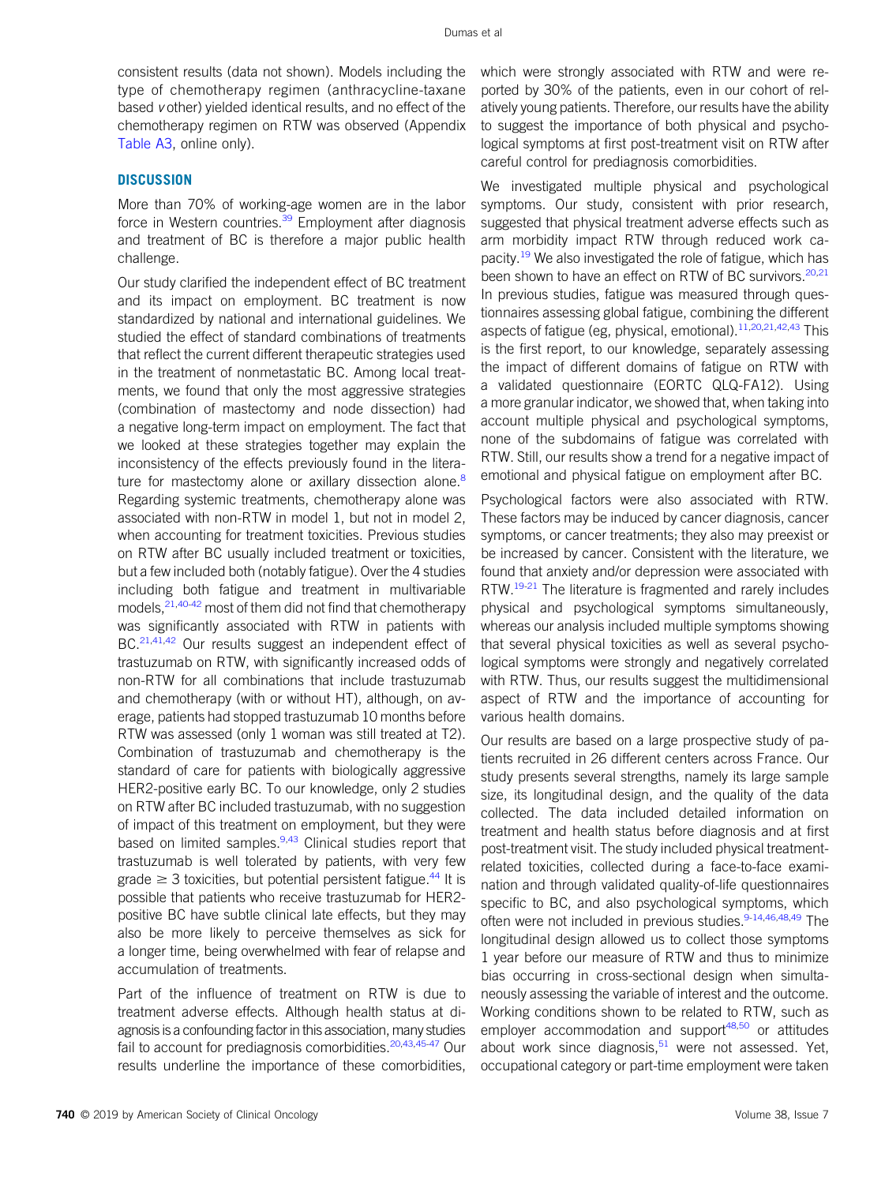consistent results (data not shown). Models including the type of chemotherapy regimen (anthracycline-taxane based *v* other) yielded identical results, and no effect of the chemotherapy regimen on RTW was observed (Appendix Table A3, online only).

## DISCUSSION

More than 70% of working-age women are in the labor force in Western countries.[39] Employment after diagnosis and treatment of BC is therefore a major public health challenge.

Our study clarified the independent effect of BC treatment and its impact on employment. BC treatment is now standardized by national and international guidelines. We studied the effect of standard combinations of treatments that reflect the current different therapeutic strategies used in the treatment of nonmetastatic BC. Among local treatments, we found that only the most aggressive strategies (combination of mastectomy and node dissection) had a negative long-term impact on employment. The fact that we looked at these strategies together may explain the inconsistency of the effects previously found in the literature for mastectomy alone or axillary dissection alone.[8] Regarding systemic treatments, chemotherapy alone was associated with non-RTW in model 1, but not in model 2, when accounting for treatment toxicities. Previous studies on RTW after BC usually included treatment or toxicities, but a few included both (notably fatigue). Over the 4 studies including both fatigue and treatment in multivariable models,[21,40-42] most of them did not find that chemotherapy was significantly associated with RTW in patients with BC.[21,41,42] Our results suggest an independent effect of trastuzumab on RTW, with significantly increased odds of non-RTW for all combinations that include trastuzumab and chemotherapy (with or without HT), although, on average, patients had stopped trastuzumab 10 months before RTW was assessed (only 1 woman was still treated at T2). Combination of trastuzumab and chemotherapy is the standard of care for patients with biologically aggressive HER2-positive early BC. To our knowledge, only 2 studies on RTW after BC included trastuzumab, with no suggestion of impact of this treatment on employment, but they were based on limited samples.[9,43] Clinical studies report that trastuzumab is well tolerated by patients, with very few grade $\geq$ 3 toxicities, but potential persistent fatigue.[44] It is possible that patients who receive trastuzumab for HER2-positive BC have subtle clinical late effects, but they may also be more likely to perceive themselves as sick for a longer time, being overwhelmed with fear of relapse and accumulation of treatments.

Part of the influence of treatment on RTW is due to treatment adverse effects. Although health status at diagnosis is a confounding factor in this association, many studies fail to account for prediagnosis comorbidities.[20,43,45-47] Our results underline the importance of these comorbidities, which were strongly associated with RTW and were reported by 30% of the patients, even in our cohort of relatively young patients. Therefore, our results have the ability to suggest the importance of both physical and psychological symptoms at first post-treatment visit on RTW after careful control for prediagnosis comorbidities.

We investigated multiple physical and psychological symptoms. Our study, consistent with prior research, suggested that physical treatment adverse effects such as arm morbidity impact RTW through reduced work capacity.[19] We also investigated the role of fatigue, which has been shown to have an effect on RTW of BC survivors.[20,21] In previous studies, fatigue was measured through questionnaires assessing global fatigue, combining the different aspects of fatigue (eg, physical, emotional).[11,20,21,42,43] This is the first report, to our knowledge, separately assessing the impact of different domains of fatigue on RTW with a validated questionnaire (EORTC QLQ-FA12). Using a more granular indicator, we showed that, when taking into account multiple physical and psychological symptoms, none of the subdomains of fatigue was correlated with RTW. Still, our results show a trend for a negative impact of emotional and physical fatigue on employment after BC.

Psychological factors were also associated with RTW. These factors may be induced by cancer diagnosis, cancer symptoms, or cancer treatments; they also may preexist or be increased by cancer. Consistent with the literature, we found that anxiety and/or depression were associated with RTW.[19-21] The literature is fragmented and rarely includes physical and psychological symptoms simultaneously, whereas our analysis included multiple symptoms showing that several physical toxicities as well as several psychological symptoms were strongly and negatively correlated with RTW. Thus, our results suggest the multidimensional aspect of RTW and the importance of accounting for various health domains.

Our results are based on a large prospective study of patients recruited in 26 different centers across France. Our study presents several strengths, namely its large sample size, its longitudinal design, and the quality of the data collected. The data included detailed information on treatment and health status before diagnosis and at first post-treatment visit. The study included physical treatment-related toxicities, collected during a face-to-face examination and through validated quality-of-life questionnaires specific to BC, and also psychological symptoms, which often were not included in previous studies.[9-14,46,48,49] The longitudinal design allowed us to collect those symptoms 1 year before our measure of RTW and thus to minimize bias occurring in cross-sectional design when simultaneously assessing the variable of interest and the outcome. Working conditions shown to be related to RTW, such as employer accommodation and support[48,50] or attitudes about work since diagnosis,[51] were not assessed. Yet, occupational category or part-time employment were taken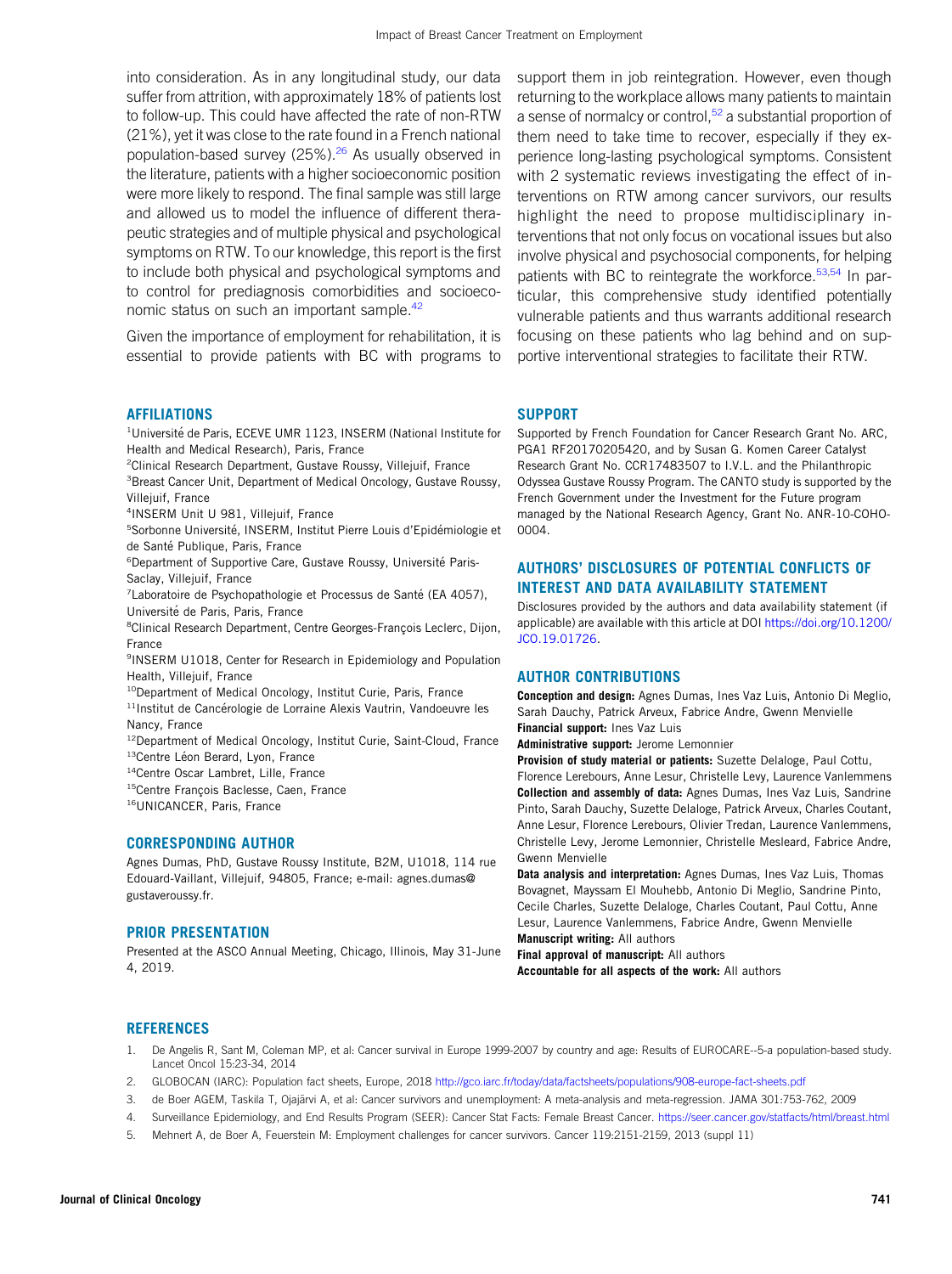into consideration. As in any longitudinal study, our data suffer from attrition, with approximately 18% of patients lost to follow-up. This could have affected the rate of non-RTW (21%), yet it was close to the rate found in a French national population-based survey (25%).[26] As usually observed in the literature, patients with a higher socioeconomic position were more likely to respond. The final sample was still large and allowed us to model the influence of different therapeutic strategies and of multiple physical and psychological symptoms on RTW. To our knowledge, this report is the first to include both physical and psychological symptoms and to control for prediagnosis comorbidities and socioeconomic status on such an important sample.[42]

Given the importance of employment for rehabilitation, it is essential to provide patients with BC with programs to support them in job reintegration. However, even though returning to the workplace allows many patients to maintain a sense of normalcy or control,[52] a substantial proportion of them need to take time to recover, especially if they experience long-lasting psychological symptoms. Consistent with 2 systematic reviews investigating the effect of interventions on RTW among cancer survivors, our results highlight the need to propose multidisciplinary interventions that not only focus on vocational issues but also involve physical and psychosocial components, for helping patients with BC to reintegrate the workforce.[53,54] In particular, this comprehensive study identified potentially vulnerable patients and thus warrants additional research focusing on these patients who lag behind and on supportive interventional strategies to facilitate their RTW.

## AFFILIATIONS

[1]Université de Paris, ECEVE UMR 1123, INSERM (National Institute for Health and Medical Research), Paris, France
[2]Clinical Research Department, Gustave Roussy, Villejuif, France
[3]Breast Cancer Unit, Department of Medical Oncology, Gustave Roussy, Villejuif, France
[4]INSERM Unit U 981, Villejuif, France
[5]Sorbonne Université, INSERM, Institut Pierre Louis d'Epidémiologie et de Santé Publique, Paris, France
[6]Department of Supportive Care, Gustave Roussy, Université Paris-Saclay, Villejuif, France
[7]Laboratoire de Psychopathologie et Processus de Santé (EA 4057), Université de Paris, Paris, France
[8]Clinical Research Department, Centre Georges-François Leclerc, Dijon, France
[9]INSERM U1018, Center for Research in Epidemiology and Population Health, Villejuif, France
[10]Department of Medical Oncology, Institut Curie, Paris, France
[11]Institut de Cancérologie de Lorraine Alexis Vautrin, Vandoeuvre les Nancy, France
[12]Department of Medical Oncology, Institut Curie, Saint-Cloud, France
[13]Centre Léon Berard, Lyon, France
[14]Centre Oscar Lambret, Lille, France
[15]Centre François Baclesse, Caen, France
[16]UNICANCER, Paris, France

## CORRESPONDING AUTHOR

Agnes Dumas, PhD, Gustave Roussy Institute, B2M, U1018, 114 rue Edouard-Vaillant, Villejuif, 94805, France; e-mail: agnes.dumas@gustaveroussy.fr.

## PRIOR PRESENTATION

Presented at the ASCO Annual Meeting, Chicago, Illinois, May 31-June 4, 2019.

## SUPPORT

Supported by French Foundation for Cancer Research Grant No. ARC, PGA1 RF20170205420, and by Susan G. Komen Career Catalyst Research Grant No. CCR17483507 to I.V.L. and the Philanthropic Odyssea Gustave Roussy Program. The CANTO study is supported by the French Government under the Investment for the Future program managed by the National Research Agency, Grant No. ANR-10-COHO-0004.

## AUTHORS' DISCLOSURES OF POTENTIAL CONFLICTS OF INTEREST AND DATA AVAILABILITY STATEMENT

Disclosures provided by the authors and data availability statement (if applicable) are available with this article at DOI https://doi.org/10.1200/JCO.19.01726.

## AUTHOR CONTRIBUTIONS

**Conception and design:** Agnes Dumas, Ines Vaz Luis, Antonio Di Meglio, Sarah Dauchy, Patrick Arveux, Fabrice Andre, Gwenn Menvielle
**Financial support:** Ines Vaz Luis
**Administrative support:** Jerome Lemonnier
**Provision of study material or patients:** Suzette Delaloge, Paul Cottu, Florence Lerebours, Anne Lesur, Christelle Levy, Laurence Vanlemmens
**Collection and assembly of data:** Agnes Dumas, Ines Vaz Luis, Sandrine Pinto, Sarah Dauchy, Suzette Delaloge, Patrick Arveux, Charles Coutant, Anne Lesur, Florence Lerebours, Olivier Tredan, Laurence Vanlemmens, Christelle Levy, Jerome Lemonnier, Christelle Mesleard, Fabrice Andre, Gwenn Menvielle
**Data analysis and interpretation:** Agnes Dumas, Ines Vaz Luis, Thomas Bovagnet, Mayssam El Mouhebb, Antonio Di Meglio, Sandrine Pinto, Cecile Charles, Suzette Delaloge, Charles Coutant, Paul Cottu, Anne Lesur, Laurence Vanlemmens, Fabrice Andre, Gwenn Menvielle
**Manuscript writing:** All authors
**Final approval of manuscript:** All authors
**Accountable for all aspects of the work:** All authors

## REFERENCES

1. De Angelis R, Sant M, Coleman MP, et al: Cancer survival in Europe 1999-2007 by country and age: Results of EUROCARE--5-a population-based study. Lancet Oncol 15:23-34, 2014
2. GLOBOCAN (IARC): Population fact sheets, Europe, 2018 http://gco.iarc.fr/today/data/factsheets/populations/908-europe-fact-sheets.pdf
3. de Boer AGEM, Taskila T, Ojajärvi A, et al: Cancer survivors and unemployment: A meta-analysis and meta-regression. JAMA 301:753-762, 2009
4. Surveillance Epidemiology, and End Results Program (SEER): Cancer Stat Facts: Female Breast Cancer. https://seer.cancer.gov/statfacts/html/breast.html
5. Mehnert A, de Boer A, Feuerstein M: Employment challenges for cancer survivors. Cancer 119:2151-2159, 2013 (suppl 11)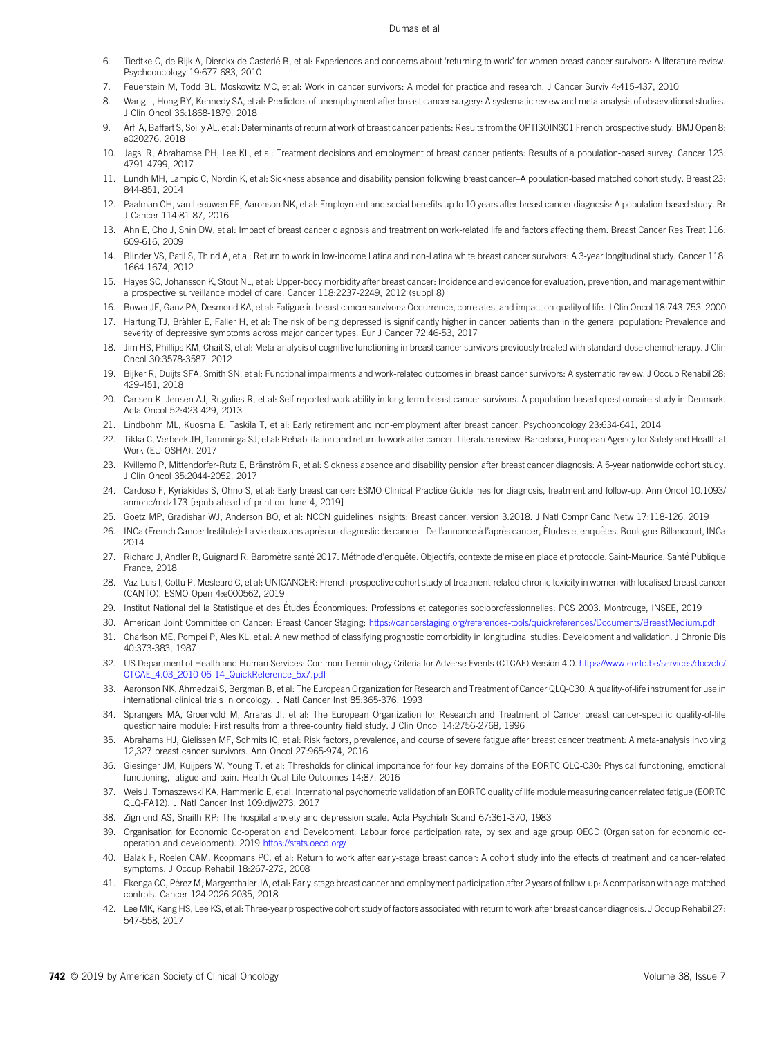6. Tiedtke C, de Rijk A, Dierckx de Casterlé B, et al: Experiences and concerns about 'returning to work' for women breast cancer survivors: A literature review. Psychooncology 19:677-683, 2010
7. Feuerstein M, Todd BL, Moskowitz MC, et al: Work in cancer survivors: A model for practice and research. J Cancer Surviv 4:415-437, 2010
8. Wang L, Hong BY, Kennedy SA, et al: Predictors of unemployment after breast cancer surgery: A systematic review and meta-analysis of observational studies. J Clin Oncol 36:1868-1879, 2018
9. Arfi A, Baffert S, Soilly AL, et al: Determinants of return at work of breast cancer patients: Results from the OPTISOINS01 French prospective study. BMJ Open 8: e020276, 2018
10. Jagsi R, Abrahamse PH, Lee KL, et al: Treatment decisions and employment of breast cancer patients: Results of a population-based survey. Cancer 123: 4791-4799, 2017
11. Lundh MH, Lampic C, Nordin K, et al: Sickness absence and disability pension following breast cancer–A population-based matched cohort study. Breast 23: 844-851, 2014
12. Paalman CH, van Leeuwen FE, Aaronson NK, et al: Employment and social benefits up to 10 years after breast cancer diagnosis: A population-based study. Br J Cancer 114:81-87, 2016
13. Ahn E, Cho J, Shin DW, et al: Impact of breast cancer diagnosis and treatment on work-related life and factors affecting them. Breast Cancer Res Treat 116: 609-616, 2009
14. Blinder VS, Patil S, Thind A, et al: Return to work in low-income Latina and non-Latina white breast cancer survivors: A 3-year longitudinal study. Cancer 118: 1664-1674, 2012
15. Hayes SC, Johansson K, Stout NL, et al: Upper-body morbidity after breast cancer: Incidence and evidence for evaluation, prevention, and management within a prospective surveillance model of care. Cancer 118:2237-2249, 2012 (suppl 8)
16. Bower JE, Ganz PA, Desmond KA, et al: Fatigue in breast cancer survivors: Occurrence, correlates, and impact on quality of life. J Clin Oncol 18:743-753, 2000
17. Hartung TJ, Brähler E, Faller H, et al: The risk of being depressed is significantly higher in cancer patients than in the general population: Prevalence and severity of depressive symptoms across major cancer types. Eur J Cancer 72:46-53, 2017
18. Jim HS, Phillips KM, Chait S, et al: Meta-analysis of cognitive functioning in breast cancer survivors previously treated with standard-dose chemotherapy. J Clin Oncol 30:3578-3587, 2012
19. Bijker R, Duijts SFA, Smith SN, et al: Functional impairments and work-related outcomes in breast cancer survivors: A systematic review. J Occup Rehabil 28: 429-451, 2018
20. Carlsen K, Jensen AJ, Rugulies R, et al: Self-reported work ability in long-term breast cancer survivors. A population-based questionnaire study in Denmark. Acta Oncol 52:423-429, 2013
21. Lindbohm ML, Kuosma E, Taskila T, et al: Early retirement and non-employment after breast cancer. Psychooncology 23:634-641, 2014
22. Tikka C, Verbeek JH, Tamminga SJ, et al: Rehabilitation and return to work after cancer. Literature review. Barcelona, European Agency for Safety and Health at Work (EU-OSHA), 2017
23. Kvillemo P, Mittendorfer-Rutz E, Bränström R, et al: Sickness absence and disability pension after breast cancer diagnosis: A 5-year nationwide cohort study. J Clin Oncol 35:2044-2052, 2017
24. Cardoso F, Kyriakides S, Ohno S, et al: Early breast cancer: ESMO Clinical Practice Guidelines for diagnosis, treatment and follow-up. Ann Oncol 10.1093/annonc/mdz173 [epub ahead of print on June 4, 2019]
25. Goetz MP, Gradishar WJ, Anderson BO, et al: NCCN guidelines insights: Breast cancer, version 3.2018. J Natl Compr Canc Netw 17:118-126, 2019
26. INCa (French Cancer Institute): La vie deux ans après un diagnostic de cancer - De l'annonce à l'après cancer, Études et enquêtes. Boulogne-Billancourt, INCa 2014
27. Richard J, Andler R, Guignard R: Baromètre santé 2017. Méthode d'enquête. Objectifs, contexte de mise en place et protocole. Saint-Maurice, Santé Publique France, 2018
28. Vaz-Luis I, Cottu P, Mesleard C, et al: UNICANCER: French prospective cohort study of treatment-related chronic toxicity in women with localised breast cancer (CANTO). ESMO Open 4:e000562, 2019
29. Institut National del la Statistique et des Études Économiques: Professions et categories socioprofessionnelles: PCS 2003. Montrouge, INSEE, 2019
30. American Joint Committee on Cancer: Breast Cancer Staging: https://cancerstaging.org/references-tools/quickreferences/Documents/BreastMedium.pdf
31. Charlson ME, Pompei P, Ales KL, et al: A new method of classifying prognostic comorbidity in longitudinal studies: Development and validation. J Chronic Dis 40:373-383, 1987
32. US Department of Health and Human Services: Common Terminology Criteria for Adverse Events (CTCAE) Version 4.0. https://www.eortc.be/services/doc/ctc/CTCAE_4.03_2010-06-14_QuickReference_5x7.pdf
33. Aaronson NK, Ahmedzai S, Bergman B, et al: The European Organization for Research and Treatment of Cancer QLQ-C30: A quality-of-life instrument for use in international clinical trials in oncology. J Natl Cancer Inst 85:365-376, 1993
34. Sprangers MA, Groenvold M, Arraras JI, et al: The European Organization for Research and Treatment of Cancer breast cancer-specific quality-of-life questionnaire module: First results from a three-country field study. J Clin Oncol 14:2756-2768, 1996
35. Abrahams HJ, Gielissen MF, Schmits IC, et al: Risk factors, prevalence, and course of severe fatigue after breast cancer treatment: A meta-analysis involving 12,327 breast cancer survivors. Ann Oncol 27:965-974, 2016
36. Giesinger JM, Kuijpers W, Young T, et al: Thresholds for clinical importance for four key domains of the EORTC QLQ-C30: Physical functioning, emotional functioning, fatigue and pain. Health Qual Life Outcomes 14:87, 2016
37. Weis J, Tomaszewski KA, Hammerlid E, et al: International psychometric validation of an EORTC quality of life module measuring cancer related fatigue (EORTC QLQ-FA12). J Natl Cancer Inst 109:djw273, 2017
38. Zigmond AS, Snaith RP: The hospital anxiety and depression scale. Acta Psychiatr Scand 67:361-370, 1983
39. Organisation for Economic Co-operation and Development: Labour force participation rate, by sex and age group OECD (Organisation for economic co-operation and development). 2019 https://stats.oecd.org/
40. Balak F, Roelen CAM, Koopmans PC, et al: Return to work after early-stage breast cancer: A cohort study into the effects of treatment and cancer-related symptoms. J Occup Rehabil 18:267-272, 2008
41. Ekenga CC, Pérez M, Margenthaler JA, et al: Early-stage breast cancer and employment participation after 2 years of follow-up: A comparison with age-matched controls. Cancer 124:2026-2035, 2018
42. Lee MK, Kang HS, Lee KS, et al: Three-year prospective cohort study of factors associated with return to work after breast cancer diagnosis. J Occup Rehabil 27: 547-558, 2017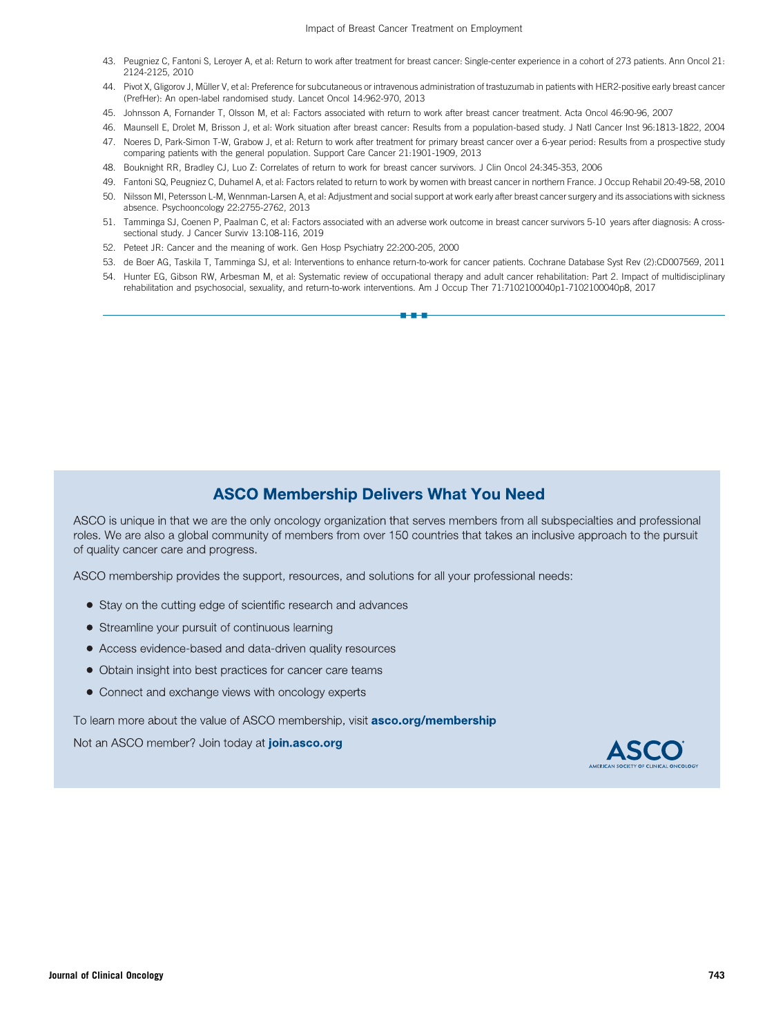43. Peugniez C, Fantoni S, Leroyer A, et al: Return to work after treatment for breast cancer: Single-center experience in a cohort of 273 patients. Ann Oncol 21: 2124-2125, 2010
44. Pivot X, Gligorov J, Müller V, et al: Preference for subcutaneous or intravenous administration of trastuzumab in patients with HER2-positive early breast cancer (PrefHer): An open-label randomised study. Lancet Oncol 14:962-970, 2013
45. Johnsson A, Fornander T, Olsson M, et al: Factors associated with return to work after breast cancer treatment. Acta Oncol 46:90-96, 2007
46. Maunsell E, Drolet M, Brisson J, et al: Work situation after breast cancer: Results from a population-based study. J Natl Cancer Inst 96:1813-1822, 2004
47. Noeres D, Park-Simon T-W, Grabow J, et al: Return to work after treatment for primary breast cancer over a 6-year period: Results from a prospective study comparing patients with the general population. Support Care Cancer 21:1901-1909, 2013
48. Bouknight RR, Bradley CJ, Luo Z: Correlates of return to work for breast cancer survivors. J Clin Oncol 24:345-353, 2006
49. Fantoni SQ, Peugniez C, Duhamel A, et al: Factors related to return to work by women with breast cancer in northern France. J Occup Rehabil 20:49-58, 2010
50. Nilsson MI, Petersson L-M, Wennman-Larsen A, et al: Adjustment and social support at work early after breast cancer surgery and its associations with sickness absence. Psychooncology 22:2755-2762, 2013
51. Tamminga SJ, Coenen P, Paalman C, et al: Factors associated with an adverse work outcome in breast cancer survivors 5-10 years after diagnosis: A cross-sectional study. J Cancer Surviv 13:108-116, 2019
52. Peteet JR: Cancer and the meaning of work. Gen Hosp Psychiatry 22:200-205, 2000
53. de Boer AG, Taskila T, Tamminga SJ, et al: Interventions to enhance return-to-work for cancer patients. Cochrane Database Syst Rev (2):CD007569, 2011
54. Hunter EG, Gibson RW, Arbesman M, et al: Systematic review of occupational therapy and adult cancer rehabilitation: Part 2. Impact of multidisciplinary rehabilitation and psychosocial, sexuality, and return-to-work interventions. Am J Occup Ther 71:7102100040p1-7102100040p8, 2017

## ASCO Membership Delivers What You Need

ASCO is unique in that we are the only oncology organization that serves members from all subspecialties and professional roles. We are also a global community of members from over 150 countries that takes an inclusive approach to the pursuit of quality cancer care and progress.

ASCO membership provides the support, resources, and solutions for all your professional needs:

- Stay on the cutting edge of scientific research and advances
- Streamline your pursuit of continuous learning
- Access evidence-based and data-driven quality resources
- Obtain insight into best practices for cancer care teams
- Connect and exchange views with oncology experts

To learn more about the value of ASCO membership, visit **asco.org/membership**

Not an ASCO member? Join today at **join.asco.org**

ASCO
AMERICAN SOCIETY OF CLINICAL ONCOLOGY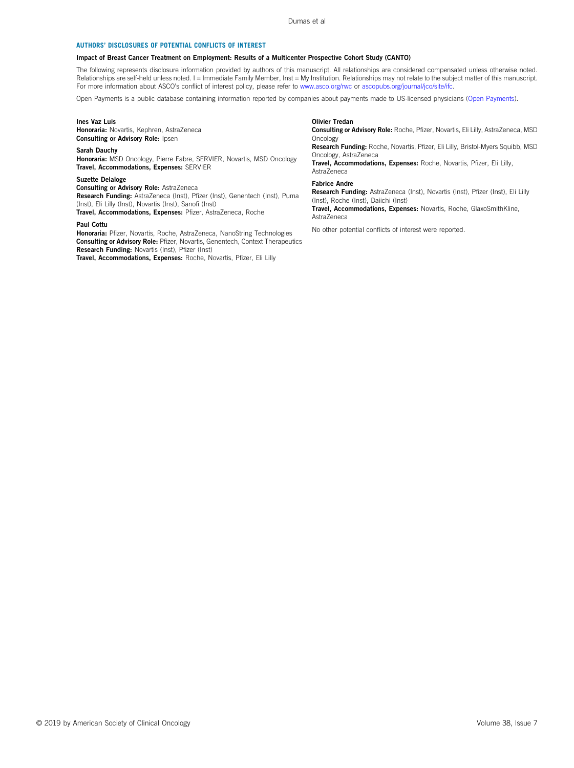## AUTHORS' DISCLOSURES OF POTENTIAL CONFLICTS OF INTEREST

**Impact of Breast Cancer Treatment on Employment: Results of a Multicenter Prospective Cohort Study (CANTO)**

The following represents disclosure information provided by authors of this manuscript. All relationships are considered compensated unless otherwise noted. Relationships are self-held unless noted. I = Immediate Family Member, Inst = My Institution. Relationships may not relate to the subject matter of this manuscript. For more information about ASCO's conflict of interest policy, please refer to www.asco.org/rwc or ascopubs.org/journal/jco/site/ifc.

Open Payments is a public database containing information reported by companies about payments made to US-licensed physicians (Open Payments).

**Ines Vaz Luis**
**Honoraria:** Novartis, Kephren, AstraZeneca
**Consulting or Advisory Role:** Ipsen

**Sarah Dauchy**
**Honoraria:** MSD Oncology, Pierre Fabre, SERVIER, Novartis, MSD Oncology
**Travel, Accommodations, Expenses:** SERVIER

**Suzette Delaloge**
**Consulting or Advisory Role:** AstraZeneca
**Research Funding:** AstraZeneca (Inst), Pfizer (Inst), Genentech (Inst), Puma (Inst), Eli Lilly (Inst), Novartis (Inst), Sanofi (Inst)
**Travel, Accommodations, Expenses:** Pfizer, AstraZeneca, Roche

**Paul Cottu**
**Honoraria:** Pfizer, Novartis, Roche, AstraZeneca, NanoString Technologies
**Consulting or Advisory Role:** Pfizer, Novartis, Genentech, Context Therapeutics
**Research Funding:** Novartis (Inst), Pfizer (Inst)
**Travel, Accommodations, Expenses:** Roche, Novartis, Pfizer, Eli Lilly

**Olivier Tredan**
**Consulting or Advisory Role:** Roche, Pfizer, Novartis, Eli Lilly, AstraZeneca, MSD Oncology
**Research Funding:** Roche, Novartis, Pfizer, Eli Lilly, Bristol-Myers Squibb, MSD Oncology, AstraZeneca
**Travel, Accommodations, Expenses:** Roche, Novartis, Pfizer, Eli Lilly, AstraZeneca

**Fabrice Andre**
**Research Funding:** AstraZeneca (Inst), Novartis (Inst), Pfizer (Inst), Eli Lilly (Inst), Roche (Inst), Daiichi (Inst)
**Travel, Accommodations, Expenses:** Novartis, Roche, GlaxoSmithKline, AstraZeneca

No other potential conflicts of interest were reported.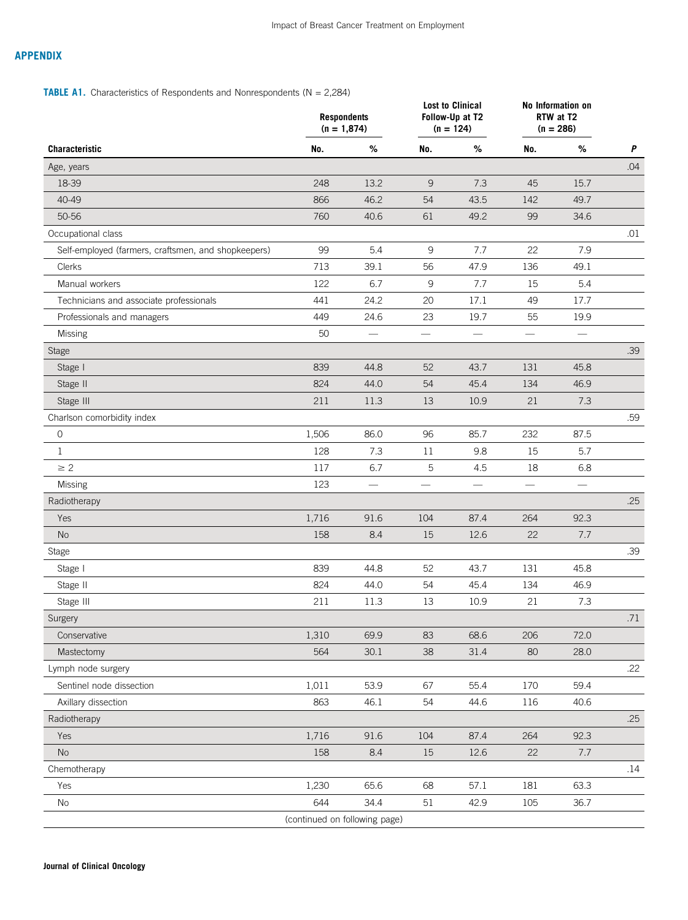## APPENDIX

**TABLE A1.** Characteristics of Respondents and Nonrespondents (N = 2,284)

| Characteristic | Respondents (n = 1,874) | | Lost to Clinical Follow-Up at T2 (n = 124) | | No Information on RTW at T2 (n = 286) | | |
|---|---|---|---|---|---|---|---|
| | No. | % | No. | % | No. | % | *P* |
| Age, years | | | | | | | .04 |
| 18-39 | 248 | 13.2 | 9 | 7.3 | 45 | 15.7 | |
| 40-49 | 866 | 46.2 | 54 | 43.5 | 142 | 49.7 | |
| 50-56 | 760 | 40.6 | 61 | 49.2 | 99 | 34.6 | |
| Occupational class | | | | | | | .01 |
| Self-employed (farmers, craftsmen, and shopkeepers) | 99 | 5.4 | 9 | 7.7 | 22 | 7.9 | |
| Clerks | 713 | 39.1 | 56 | 47.9 | 136 | 49.1 | |
| Manual workers | 122 | 6.7 | 9 | 7.7 | 15 | 5.4 | |
| Technicians and associate professionals | 441 | 24.2 | 20 | 17.1 | 49 | 17.7 | |
| Professionals and managers | 449 | 24.6 | 23 | 19.7 | 55 | 19.9 | |
| Missing | 50 | — | — | — | — | — | |
| Stage | | | | | | | .39 |
| Stage I | 839 | 44.8 | 52 | 43.7 | 131 | 45.8 | |
| Stage II | 824 | 44.0 | 54 | 45.4 | 134 | 46.9 | |
| Stage III | 211 | 11.3 | 13 | 10.9 | 21 | 7.3 | |
| Charlson comorbidity index | | | | | | | .59 |
| 0 | 1,506 | 86.0 | 96 | 85.7 | 232 | 87.5 | |
| 1 | 128 | 7.3 | 11 | 9.8 | 15 | 5.7 | |
| ≥ 2 | 117 | 6.7 | 5 | 4.5 | 18 | 6.8 | |
| Missing | 123 | — | — | — | — | — | |
| Radiotherapy | | | | | | | .25 |
| Yes | 1,716 | 91.6 | 104 | 87.4 | 264 | 92.3 | |
| No | 158 | 8.4 | 15 | 12.6 | 22 | 7.7 | |
| Stage | | | | | | | .39 |
| Stage I | 839 | 44.8 | 52 | 43.7 | 131 | 45.8 | |
| Stage II | 824 | 44.0 | 54 | 45.4 | 134 | 46.9 | |
| Stage III | 211 | 11.3 | 13 | 10.9 | 21 | 7.3 | |
| Surgery | | | | | | | .71 |
| Conservative | 1,310 | 69.9 | 83 | 68.6 | 206 | 72.0 | |
| Mastectomy | 564 | 30.1 | 38 | 31.4 | 80 | 28.0 | |
| Lymph node surgery | | | | | | | .22 |
| Sentinel node dissection | 1,011 | 53.9 | 67 | 55.4 | 170 | 59.4 | |
| Axillary dissection | 863 | 46.1 | 54 | 44.6 | 116 | 40.6 | |
| Radiotherapy | | | | | | | .25 |
| Yes | 1,716 | 91.6 | 104 | 87.4 | 264 | 92.3 | |
| No | 158 | 8.4 | 15 | 12.6 | 22 | 7.7 | |
| Chemotherapy | | | | | | | .14 |
| Yes | 1,230 | 65.6 | 68 | 57.1 | 181 | 63.3 | |
| No | 644 | 34.4 | 51 | 42.9 | 105 | 36.7 | |

(continued on following page)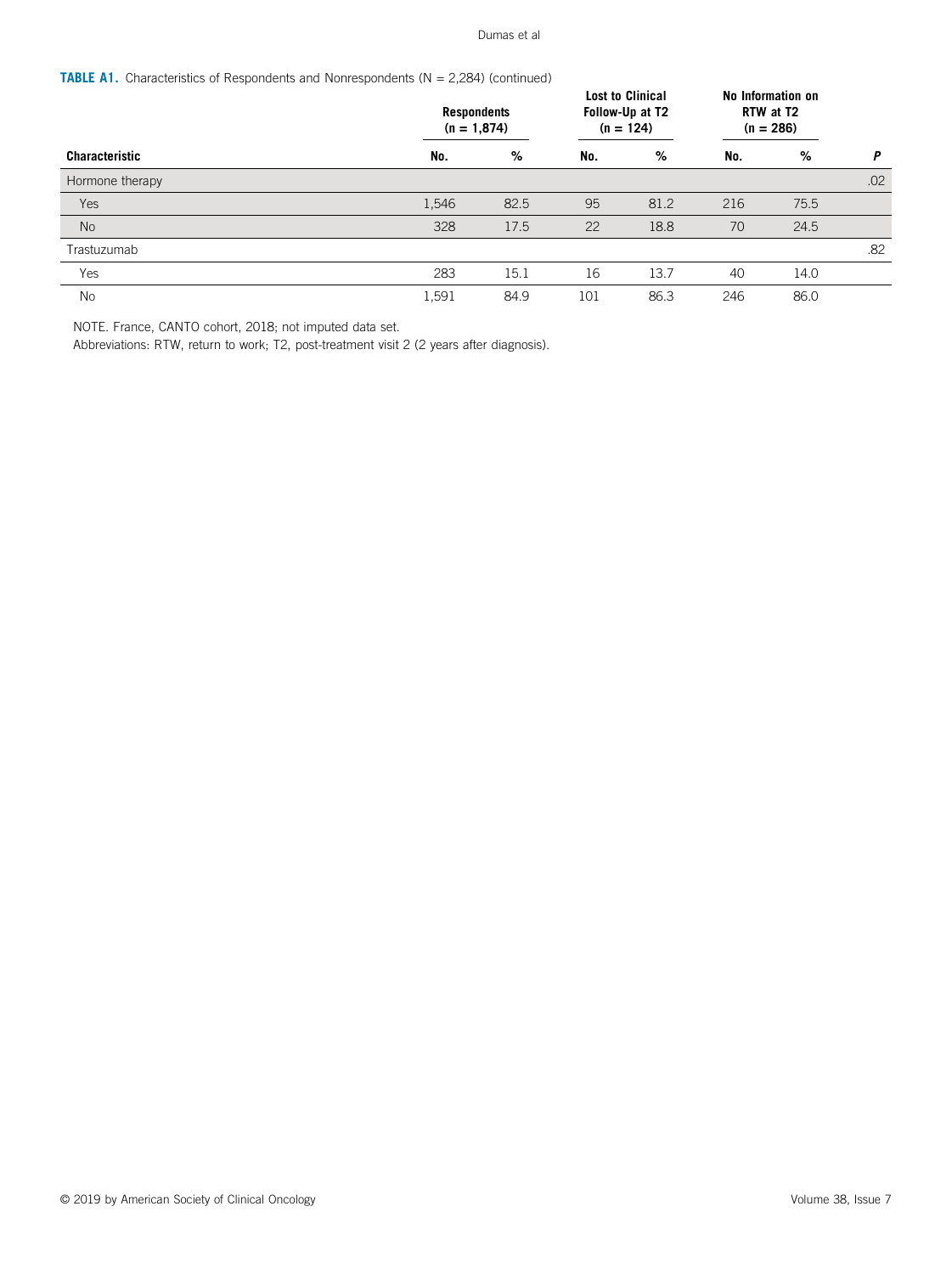**TABLE A1.** Characteristics of Respondents and Nonrespondents (N = 2,284) (continued)

| Characteristic | Respondents (n = 1,874) | | Lost to Clinical Follow-Up at T2 (n = 124) | | No Information on RTW at T2 (n = 286) | | P |
|---|---|---|---|---|---|---|---|
| | No. | % | No. | % | No. | % | |
| Hormone therapy | | | | | | | .02 |
| Yes | 1,546 | 82.5 | 95 | 81.2 | 216 | 75.5 | |
| No | 328 | 17.5 | 22 | 18.8 | 70 | 24.5 | |
| Trastuzumab | | | | | | | .82 |
| Yes | 283 | 15.1 | 16 | 13.7 | 40 | 14.0 | |
| No | 1,591 | 84.9 | 101 | 86.3 | 246 | 86.0 | |

NOTE. France, CANTO cohort, 2018; not imputed data set.

Abbreviations: RTW, return to work; T2, post-treatment visit 2 (2 years after diagnosis).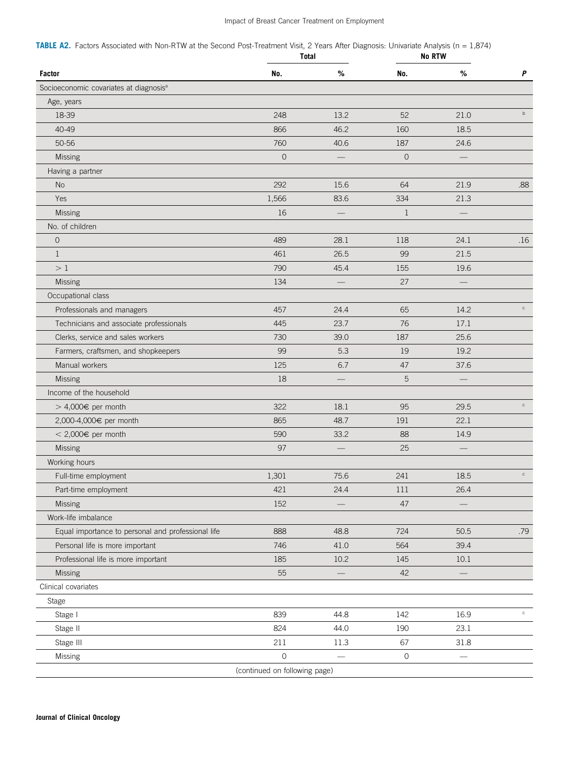**TABLE A2.** Factors Associated with Non-RTW at the Second Post-Treatment Visit, 2 Years After Diagnosis: Univariate Analysis (n = 1,874)

| | Total | | No RTW | | |
|---|---|---|---|---|---|
| **Factor** | **No.** | **%** | **No.** | **%** | ***P*** |
| Socioeconomic covariates at diagnosis[a] | | | | | |
| Age, years | | | | | |
| 18-39 | 248 | 13.2 | 52 | 21.0 | [b] |
| 40-49 | 866 | 46.2 | 160 | 18.5 | |
| 50-56 | 760 | 40.6 | 187 | 24.6 | |
| Missing | 0 | — | 0 | — | |
| Having a partner | | | | | |
| No | 292 | 15.6 | 64 | 21.9 | .88 |
| Yes | 1,566 | 83.6 | 334 | 21.3 | |
| Missing | 16 | — | 1 | — | |
| No. of children | | | | | |
| 0 | 489 | 28.1 | 118 | 24.1 | .16 |
| 1 | 461 | 26.5 | 99 | 21.5 | |
| > 1 | 790 | 45.4 | 155 | 19.6 | |
| Missing | 134 | — | 27 | — | |
| Occupational class | | | | | |
| Professionals and managers | 457 | 24.4 | 65 | 14.2 | [c] |
| Technicians and associate professionals | 445 | 23.7 | 76 | 17.1 | |
| Clerks, service and sales workers | 730 | 39.0 | 187 | 25.6 | |
| Farmers, craftsmen, and shopkeepers | 99 | 5.3 | 19 | 19.2 | |
| Manual workers | 125 | 6.7 | 47 | 37.6 | |
| Missing | 18 | — | 5 | — | |
| Income of the household | | | | | |
| > 4,000€ per month | 322 | 18.1 | 95 | 29.5 | [c] |
| 2,000-4,000€ per month | 865 | 48.7 | 191 | 22.1 | |
| < 2,000€ per month | 590 | 33.2 | 88 | 14.9 | |
| Missing | 97 | — | 25 | — | |
| Working hours | | | | | |
| Full-time employment | 1,301 | 75.6 | 241 | 18.5 | [c] |
| Part-time employment | 421 | 24.4 | 111 | 26.4 | |
| Missing | 152 | — | 47 | — | |
| Work-life imbalance | | | | | |
| Equal importance to personal and professional life | 888 | 48.8 | 724 | 50.5 | .79 |
| Personal life is more important | 746 | 41.0 | 564 | 39.4 | |
| Professional life is more important | 185 | 10.2 | 145 | 10.1 | |
| Missing | 55 | — | 42 | — | |
| Clinical covariates | | | | | |
| Stage | | | | | |
| Stage I | 839 | 44.8 | 142 | 16.9 | [c] |
| Stage II | 824 | 44.0 | 190 | 23.1 | |
| Stage III | 211 | 11.3 | 67 | 31.8 | |
| Missing | 0 | — | 0 | — | |

(continued on following page)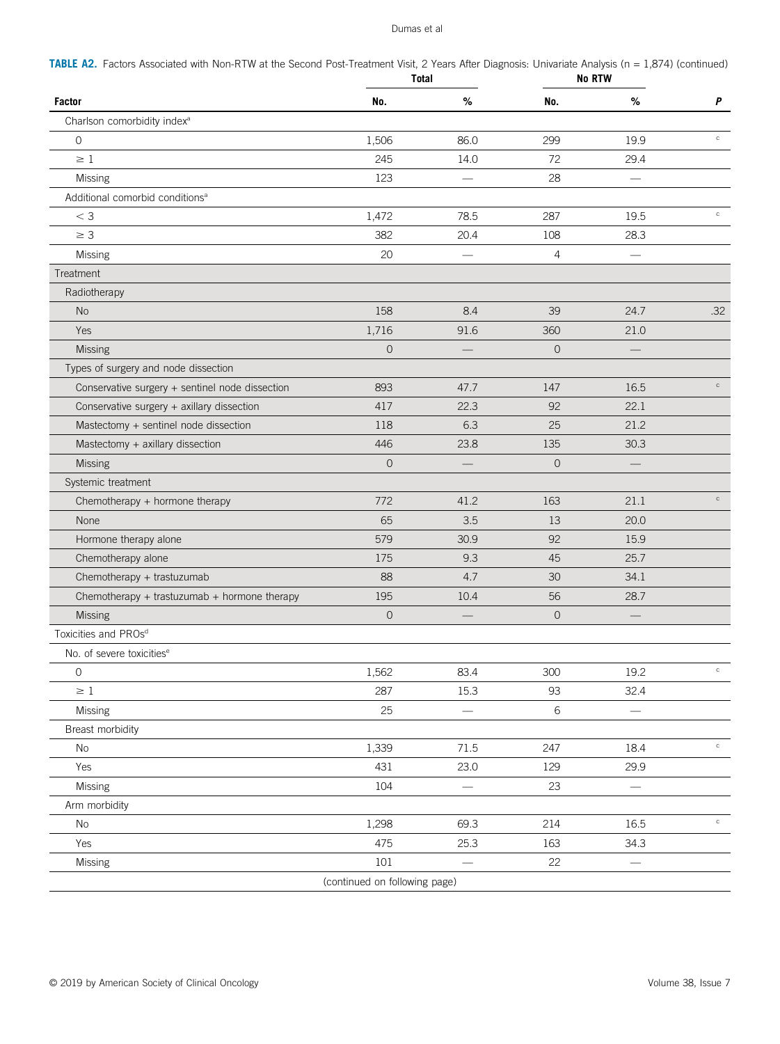**TABLE A2.** Factors Associated with Non-RTW at the Second Post-Treatment Visit, 2 Years After Diagnosis: Univariate Analysis (n = 1,874) (continued)

| Factor | Total No. | Total % | No RTW No. | No RTW % | *P* |
|---|---|---|---|---|---|
| Charlson comorbidity index[a] | | | | | |
| 0 | 1,506 | 86.0 | 299 | 19.9 | [c] |
| ≥ 1 | 245 | 14.0 | 72 | 29.4 | |
| Missing | 123 | — | 28 | — | |
| Additional comorbid conditions[a] | | | | | |
| < 3 | 1,472 | 78.5 | 287 | 19.5 | [c] |
| ≥ 3 | 382 | 20.4 | 108 | 28.3 | |
| Missing | 20 | — | 4 | — | |
| Treatment | | | | | |
| Radiotherapy | | | | | |
| No | 158 | 8.4 | 39 | 24.7 | .32 |
| Yes | 1,716 | 91.6 | 360 | 21.0 | |
| Missing | 0 | — | 0 | — | |
| Types of surgery and node dissection | | | | | |
| Conservative surgery + sentinel node dissection | 893 | 47.7 | 147 | 16.5 | [c] |
| Conservative surgery + axillary dissection | 417 | 22.3 | 92 | 22.1 | |
| Mastectomy + sentinel node dissection | 118 | 6.3 | 25 | 21.2 | |
| Mastectomy + axillary dissection | 446 | 23.8 | 135 | 30.3 | |
| Missing | 0 | — | 0 | — | |
| Systemic treatment | | | | | |
| Chemotherapy + hormone therapy | 772 | 41.2 | 163 | 21.1 | [c] |
| None | 65 | 3.5 | 13 | 20.0 | |
| Hormone therapy alone | 579 | 30.9 | 92 | 15.9 | |
| Chemotherapy alone | 175 | 9.3 | 45 | 25.7 | |
| Chemotherapy + trastuzumab | 88 | 4.7 | 30 | 34.1 | |
| Chemotherapy + trastuzumab + hormone therapy | 195 | 10.4 | 56 | 28.7 | |
| Missing | 0 | — | 0 | — | |
| Toxicities and PROs[d] | | | | | |
| No. of severe toxicities[e] | | | | | |
| 0 | 1,562 | 83.4 | 300 | 19.2 | [c] |
| ≥ 1 | 287 | 15.3 | 93 | 32.4 | |
| Missing | 25 | — | 6 | — | |
| Breast morbidity | | | | | |
| No | 1,339 | 71.5 | 247 | 18.4 | [c] |
| Yes | 431 | 23.0 | 129 | 29.9 | |
| Missing | 104 | — | 23 | — | |
| Arm morbidity | | | | | |
| No | 1,298 | 69.3 | 214 | 16.5 | [c] |
| Yes | 475 | 25.3 | 163 | 34.3 | |
| Missing | 101 | — | 22 | — | |

(continued on following page)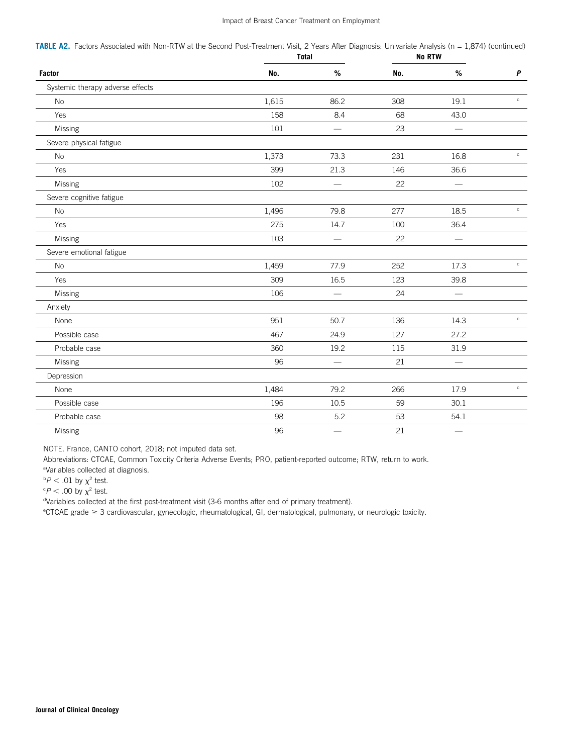**TABLE A2.** Factors Associated with Non-RTW at the Second Post-Treatment Visit, 2 Years After Diagnosis: Univariate Analysis (n = 1,874) (continued)

| Factor | Total No. | Total % | No RTW No. | No RTW % | *P* |
|---|---|---|---|---|---|
| Systemic therapy adverse effects | | | | | |
| No | 1,615 | 86.2 | 308 | 19.1 | c |
| Yes | 158 | 8.4 | 68 | 43.0 | |
| Missing | 101 | — | 23 | — | |
| Severe physical fatigue | | | | | |
| No | 1,373 | 73.3 | 231 | 16.8 | c |
| Yes | 399 | 21.3 | 146 | 36.6 | |
| Missing | 102 | — | 22 | — | |
| Severe cognitive fatigue | | | | | |
| No | 1,496 | 79.8 | 277 | 18.5 | c |
| Yes | 275 | 14.7 | 100 | 36.4 | |
| Missing | 103 | — | 22 | — | |
| Severe emotional fatigue | | | | | |
| No | 1,459 | 77.9 | 252 | 17.3 | c |
| Yes | 309 | 16.5 | 123 | 39.8 | |
| Missing | 106 | — | 24 | — | |
| Anxiety | | | | | |
| None | 951 | 50.7 | 136 | 14.3 | c |
| Possible case | 467 | 24.9 | 127 | 27.2 | |
| Probable case | 360 | 19.2 | 115 | 31.9 | |
| Missing | 96 | — | 21 | — | |
| Depression | | | | | |
| None | 1,484 | 79.2 | 266 | 17.9 | c |
| Possible case | 196 | 10.5 | 59 | 30.1 | |
| Probable case | 98 | 5.2 | 53 | 54.1 | |
| Missing | 96 | — | 21 | — | |

NOTE. France, CANTO cohort, 2018; not imputed data set.

Abbreviations: CTCAE, Common Toxicity Criteria Adverse Events; PRO, patient-reported outcome; RTW, return to work.

[a]Variables collected at diagnosis.

[b]$P < .01$ by $\chi^2$ test.

[c]$P < .00$ by $\chi^2$ test.

[d]Variables collected at the first post-treatment visit (3-6 months after end of primary treatment).

[e]CTCAE grade ≥ 3 cardiovascular, gynecologic, rheumatological, GI, dermatological, pulmonary, or neurologic toxicity.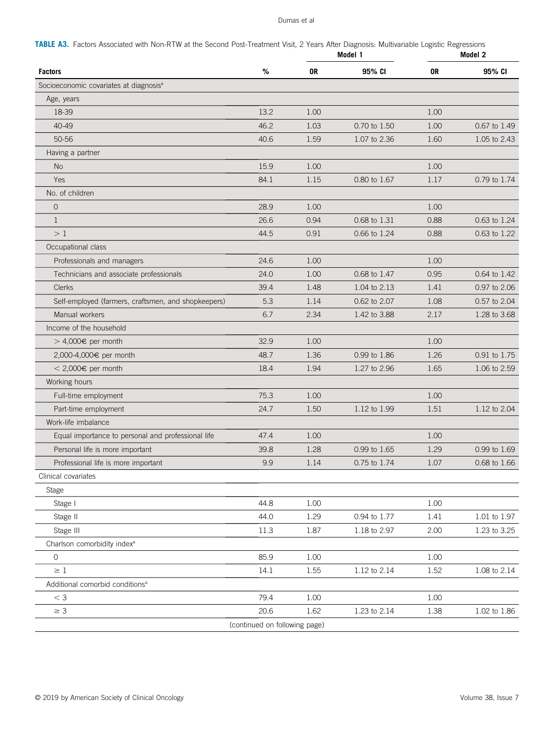**TABLE A3.** Factors Associated with Non-RTW at the Second Post-Treatment Visit, 2 Years After Diagnosis: Multivariable Logistic Regressions

| Factors | % | Model 1 | | Model 2 | |
|---|---|---|---|---|---|
| | | OR | 95% CI | OR | 95% CI |
| Socioeconomic covariates at diagnosis[a] | | | | | |
| Age, years | | | | | |
| 18-39 | 13.2 | 1.00 | | 1.00 | |
| 40-49 | 46.2 | 1.03 | 0.70 to 1.50 | 1.00 | 0.67 to 1.49 |
| 50-56 | 40.6 | 1.59 | 1.07 to 2.36 | 1.60 | 1.05 to 2.43 |
| Having a partner | | | | | |
| No | 15.9 | 1.00 | | 1.00 | |
| Yes | 84.1 | 1.15 | 0.80 to 1.67 | 1.17 | 0.79 to 1.74 |
| No. of children | | | | | |
| 0 | 28.9 | 1.00 | | 1.00 | |
| 1 | 26.6 | 0.94 | 0.68 to 1.31 | 0.88 | 0.63 to 1.24 |
| > 1 | 44.5 | 0.91 | 0.66 to 1.24 | 0.88 | 0.63 to 1.22 |
| Occupational class | | | | | |
| Professionals and managers | 24.6 | 1.00 | | 1.00 | |
| Technicians and associate professionals | 24.0 | 1.00 | 0.68 to 1.47 | 0.95 | 0.64 to 1.42 |
| Clerks | 39.4 | 1.48 | 1.04 to 2.13 | 1.41 | 0.97 to 2.06 |
| Self-employed (farmers, craftsmen, and shopkeepers) | 5.3 | 1.14 | 0.62 to 2.07 | 1.08 | 0.57 to 2.04 |
| Manual workers | 6.7 | 2.34 | 1.42 to 3.88 | 2.17 | 1.28 to 3.68 |
| Income of the household | | | | | |
| > 4,000€ per month | 32.9 | 1.00 | | 1.00 | |
| 2,000-4,000€ per month | 48.7 | 1.36 | 0.99 to 1.86 | 1.26 | 0.91 to 1.75 |
| < 2,000€ per month | 18.4 | 1.94 | 1.27 to 2.96 | 1.65 | 1.06 to 2.59 |
| Working hours | | | | | |
| Full-time employment | 75.3 | 1.00 | | 1.00 | |
| Part-time employment | 24.7 | 1.50 | 1.12 to 1.99 | 1.51 | 1.12 to 2.04 |
| Work-life imbalance | | | | | |
| Equal importance to personal and professional life | 47.4 | 1.00 | | 1.00 | |
| Personal life is more important | 39.8 | 1.28 | 0.99 to 1.65 | 1.29 | 0.99 to 1.69 |
| Professional life is more important | 9.9 | 1.14 | 0.75 to 1.74 | 1.07 | 0.68 to 1.66 |
| Clinical covariates | | | | | |
| Stage | | | | | |
| Stage I | 44.8 | 1.00 | | 1.00 | |
| Stage II | 44.0 | 1.29 | 0.94 to 1.77 | 1.41 | 1.01 to 1.97 |
| Stage III | 11.3 | 1.87 | 1.18 to 2.97 | 2.00 | 1.23 to 3.25 |
| Charlson comorbidity index[a] | | | | | |
| 0 | 85.9 | 1.00 | | 1.00 | |
| ≥ 1 | 14.1 | 1.55 | 1.12 to 2.14 | 1.52 | 1.08 to 2.14 |
| Additional comorbid conditions[a] | | | | | |
| < 3 | 79.4 | 1.00 | | 1.00 | |
| ≥ 3 | 20.6 | 1.62 | 1.23 to 2.14 | 1.38 | 1.02 to 1.86 |

(continued on following page)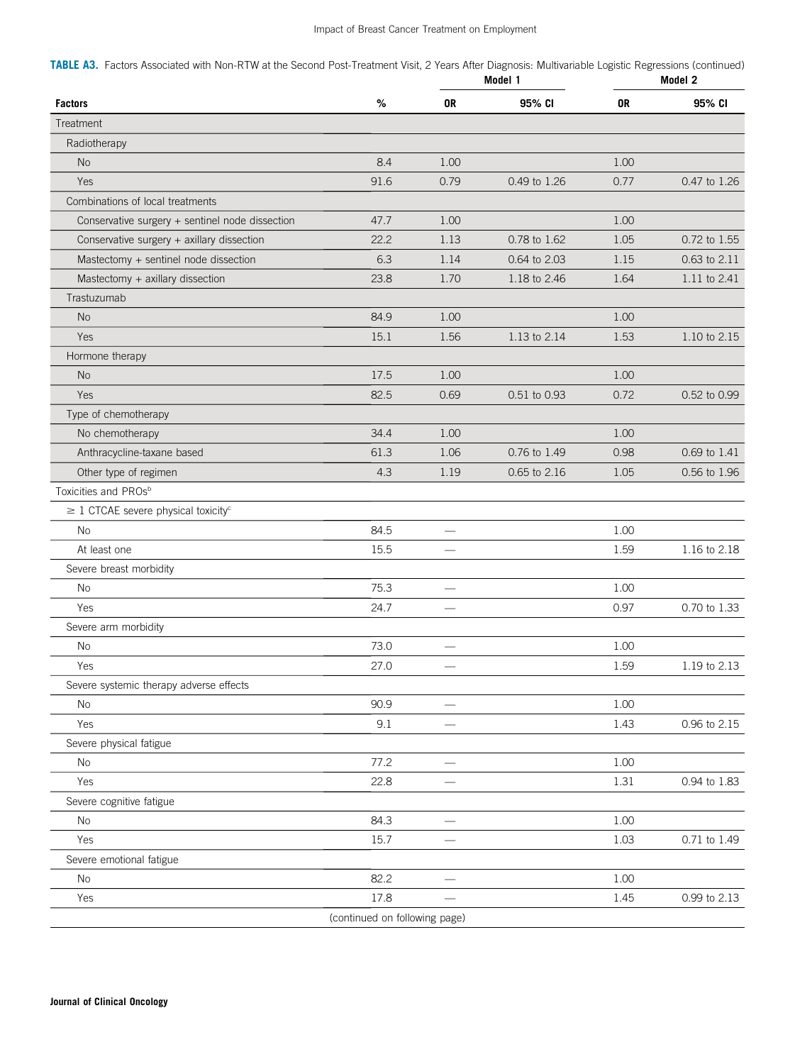**TABLE A3.** Factors Associated with Non-RTW at the Second Post-Treatment Visit, 2 Years After Diagnosis: Multivariable Logistic Regressions (continued)

| Factors | % | Model 1 | | Model 2 | |
|---|---|---|---|---|---|
| | | OR | 95% CI | OR | 95% CI |
| Treatment | | | | | |
| Radiotherapy | | | | | |
| No | 8.4 | 1.00 | | 1.00 | |
| Yes | 91.6 | 0.79 | 0.49 to 1.26 | 0.77 | 0.47 to 1.26 |
| Combinations of local treatments | | | | | |
| Conservative surgery + sentinel node dissection | 47.7 | 1.00 | | 1.00 | |
| Conservative surgery + axillary dissection | 22.2 | 1.13 | 0.78 to 1.62 | 1.05 | 0.72 to 1.55 |
| Mastectomy + sentinel node dissection | 6.3 | 1.14 | 0.64 to 2.03 | 1.15 | 0.63 to 2.11 |
| Mastectomy + axillary dissection | 23.8 | 1.70 | 1.18 to 2.46 | 1.64 | 1.11 to 2.41 |
| Trastuzumab | | | | | |
| No | 84.9 | 1.00 | | 1.00 | |
| Yes | 15.1 | 1.56 | 1.13 to 2.14 | 1.53 | 1.10 to 2.15 |
| Hormone therapy | | | | | |
| No | 17.5 | 1.00 | | 1.00 | |
| Yes | 82.5 | 0.69 | 0.51 to 0.93 | 0.72 | 0.52 to 0.99 |
| Type of chemotherapy | | | | | |
| No chemotherapy | 34.4 | 1.00 | | 1.00 | |
| Anthracycline-taxane based | 61.3 | 1.06 | 0.76 to 1.49 | 0.98 | 0.69 to 1.41 |
| Other type of regimen | 4.3 | 1.19 | 0.65 to 2.16 | 1.05 | 0.56 to 1.96 |
| Toxicities and PROs[b] | | | | | |
| ≥ 1 CTCAE severe physical toxicity[c] | | | | | |
| No | 84.5 | — | | 1.00 | |
| At least one | 15.5 | — | | 1.59 | 1.16 to 2.18 |
| Severe breast morbidity | | | | | |
| No | 75.3 | — | | 1.00 | |
| Yes | 24.7 | — | | 0.97 | 0.70 to 1.33 |
| Severe arm morbidity | | | | | |
| No | 73.0 | — | | 1.00 | |
| Yes | 27.0 | — | | 1.59 | 1.19 to 2.13 |
| Severe systemic therapy adverse effects | | | | | |
| No | 90.9 | — | | 1.00 | |
| Yes | 9.1 | — | | 1.43 | 0.96 to 2.15 |
| Severe physical fatigue | | | | | |
| No | 77.2 | — | | 1.00 | |
| Yes | 22.8 | — | | 1.31 | 0.94 to 1.83 |
| Severe cognitive fatigue | | | | | |
| No | 84.3 | — | | 1.00 | |
| Yes | 15.7 | — | | 1.03 | 0.71 to 1.49 |
| Severe emotional fatigue | | | | | |
| No | 82.2 | — | | 1.00 | |
| Yes | 17.8 | — | | 1.45 | 0.99 to 2.13 |

(continued on following page)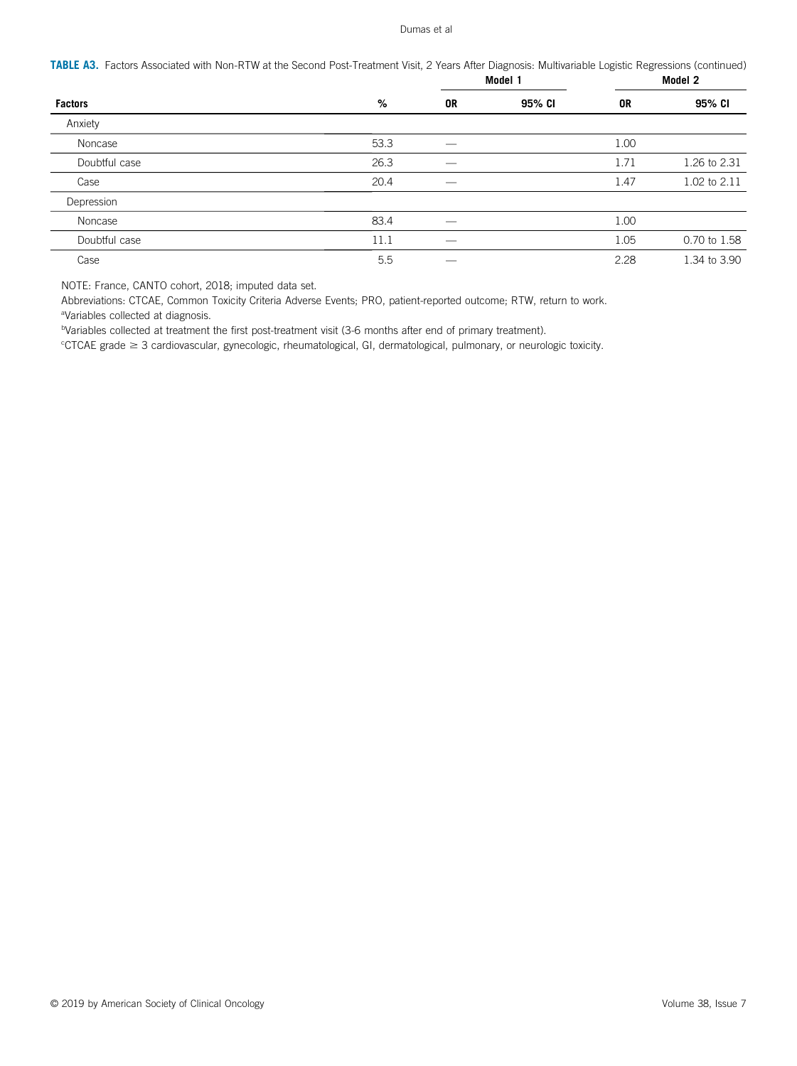**TABLE A3.** Factors Associated with Non-RTW at the Second Post-Treatment Visit, 2 Years After Diagnosis: Multivariable Logistic Regressions (continued)

| | | Model 1 | | Model 2 | |
|---|---|---|---|---|---|
| **Factors** | **%** | **OR** | **95% CI** | **OR** | **95% CI** |
| Anxiety | | | | | |
| Noncase | 53.3 | — | | 1.00 | |
| Doubtful case | 26.3 | — | | 1.71 | 1.26 to 2.31 |
| Case | 20.4 | — | | 1.47 | 1.02 to 2.11 |
| Depression | | | | | |
| Noncase | 83.4 | — | | 1.00 | |
| Doubtful case | 11.1 | — | | 1.05 | 0.70 to 1.58 |
| Case | 5.5 | — | | 2.28 | 1.34 to 3.90 |

NOTE: France, CANTO cohort, 2018; imputed data set.

Abbreviations: CTCAE, Common Toxicity Criteria Adverse Events; PRO, patient-reported outcome; RTW, return to work.

[a]Variables collected at diagnosis.

[b]Variables collected at treatment the first post-treatment visit (3-6 months after end of primary treatment).

[c]CTCAE grade ≥ 3 cardiovascular, gynecologic, rheumatological, GI, dermatological, pulmonary, or neurologic toxicity.